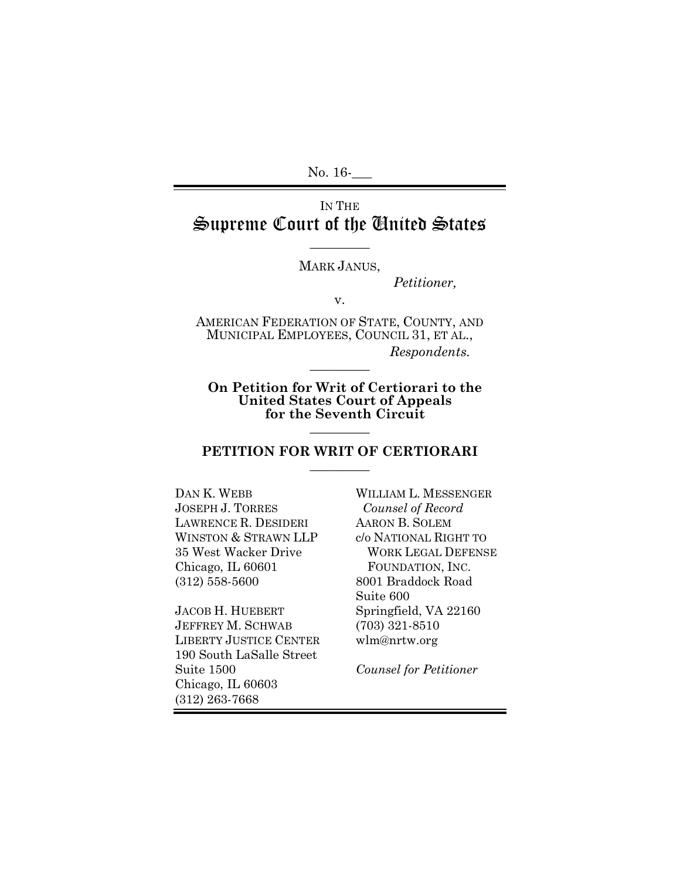No. 16-___

IN THE
# Supreme Court of the United States

---

MARK JANUS,

*Petitioner,*

v.

AMERICAN FEDERATION OF STATE, COUNTY, AND MUNICIPAL EMPLOYEES, COUNCIL 31, ET AL.,

*Respondents.*

---

**On Petition for Writ of Certiorari to the United States Court of Appeals for the Seventh Circuit**

---

## PETITION FOR WRIT OF CERTIORARI

---

DAN K. WEBB
JOSEPH J. TORRES
LAWRENCE R. DESIDERI
WINSTON & STRAWN LLP
35 West Wacker Drive
Chicago, IL 60601
(312) 558-5600

JACOB H. HUEBERT
JEFFREY M. SCHWAB
LIBERTY JUSTICE CENTER
190 South LaSalle Street
Suite 1500
Chicago, IL 60603
(312) 263-7668

WILLIAM L. MESSENGER
*Counsel of Record*
AARON B. SOLEM
c/o NATIONAL RIGHT TO WORK LEGAL DEFENSE FOUNDATION, INC.
8001 Braddock Road
Suite 600
Springfield, VA 22160
(703) 321-8510
wlm@nrtw.org

*Counsel for Petitioner*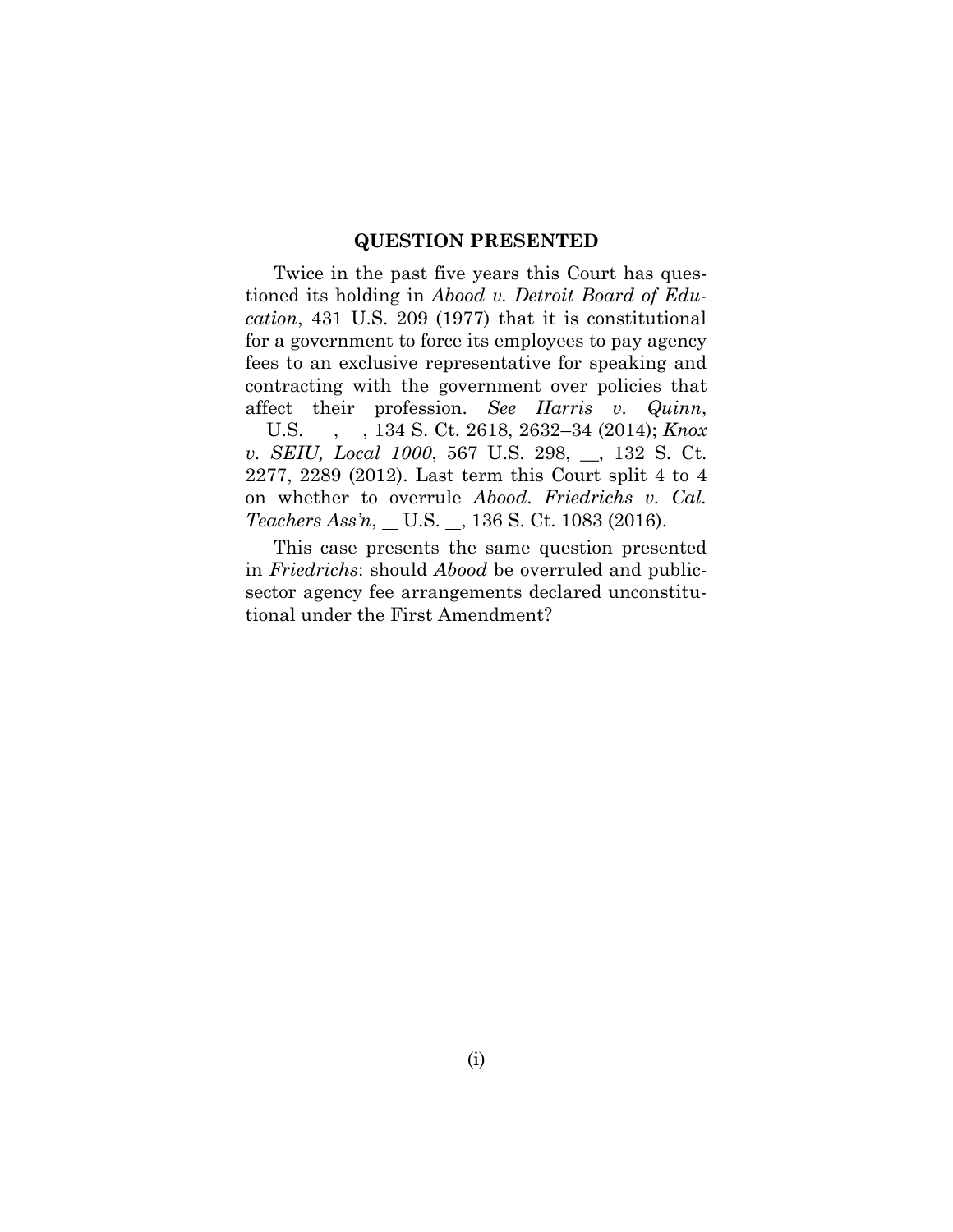## QUESTION PRESENTED

Twice in the past five years this Court has questioned its holding in *Abood v. Detroit Board of Education*, 431 U.S. 209 (1977) that it is constitutional for a government to force its employees to pay agency fees to an exclusive representative for speaking and contracting with the government over policies that affect their profession. *See Harris v. Quinn*, __ U.S. __ , __, 134 S. Ct. 2618, 2632–34 (2014); *Knox v. SEIU, Local 1000*, 567 U.S. 298, __, 132 S. Ct. 2277, 2289 (2012). Last term this Court split 4 to 4 on whether to overrule *Abood*. *Friedrichs v. Cal. Teachers Ass'n*, __ U.S. __, 136 S. Ct. 1083 (2016).

This case presents the same question presented in *Friedrichs*: should *Abood* be overruled and public-sector agency fee arrangements declared unconstitutional under the First Amendment?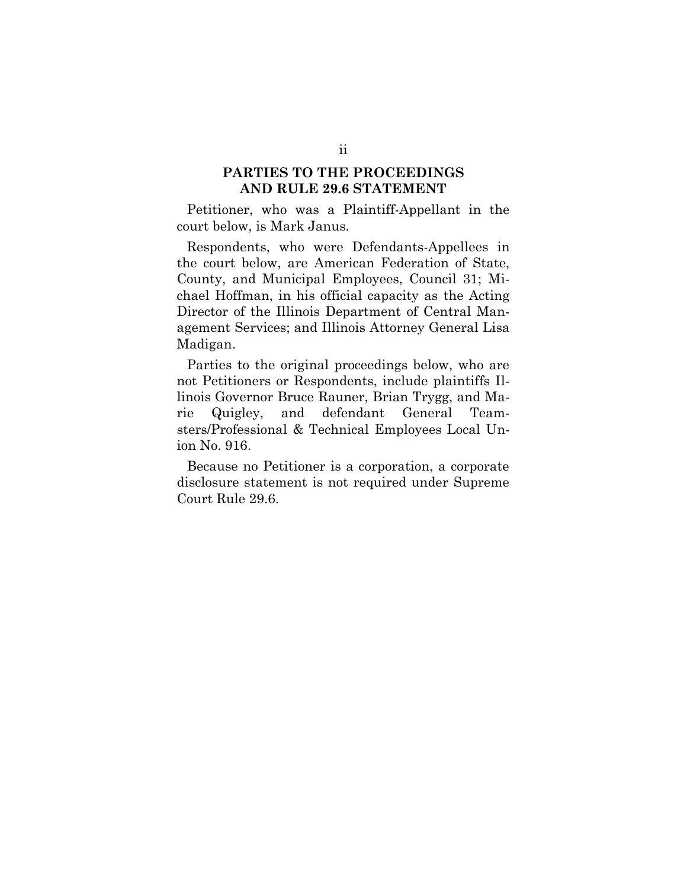## PARTIES TO THE PROCEEDINGS AND RULE 29.6 STATEMENT

Petitioner, who was a Plaintiff-Appellant in the court below, is Mark Janus.

Respondents, who were Defendants-Appellees in the court below, are American Federation of State, County, and Municipal Employees, Council 31; Michael Hoffman, in his official capacity as the Acting Director of the Illinois Department of Central Management Services; and Illinois Attorney General Lisa Madigan.

Parties to the original proceedings below, who are not Petitioners or Respondents, include plaintiffs Illinois Governor Bruce Rauner, Brian Trygg, and Marie Quigley, and defendant General Teamsters/Professional & Technical Employees Local Union No. 916.

Because no Petitioner is a corporation, a corporate disclosure statement is not required under Supreme Court Rule 29.6.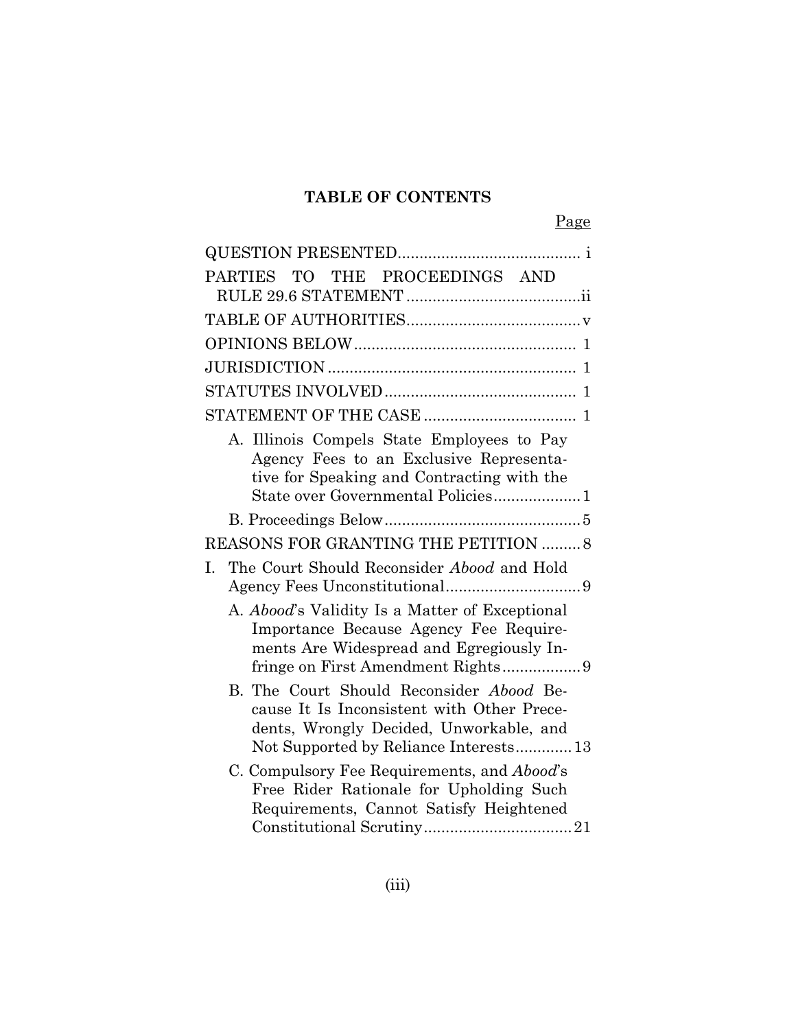## TABLE OF CONTENTS

| | Page |
|---|---|
| QUESTION PRESENTED | i |
| PARTIES TO THE PROCEEDINGS AND RULE 29.6 STATEMENT | ii |
| TABLE OF AUTHORITIES | v |
| OPINIONS BELOW | 1 |
| JURISDICTION | 1 |
| STATUTES INVOLVED | 1 |
| STATEMENT OF THE CASE | 1 |
| A. Illinois Compels State Employees to Pay Agency Fees to an Exclusive Representative for Speaking and Contracting with the State over Governmental Policies | 1 |
| B. Proceedings Below | 5 |
| REASONS FOR GRANTING THE PETITION | 8 |
| I. The Court Should Reconsider *Abood* and Hold Agency Fees Unconstitutional | 9 |
| A. *Abood*'s Validity Is a Matter of Exceptional Importance Because Agency Fee Requirements Are Widespread and Egregiously Infringe on First Amendment Rights | 9 |
| B. The Court Should Reconsider *Abood* Because It Is Inconsistent with Other Precedents, Wrongly Decided, Unworkable, and Not Supported by Reliance Interests | 13 |
| C. Compulsory Fee Requirements, and *Abood*'s Free Rider Rationale for Upholding Such Requirements, Cannot Satisfy Heightened Constitutional Scrutiny | 21 |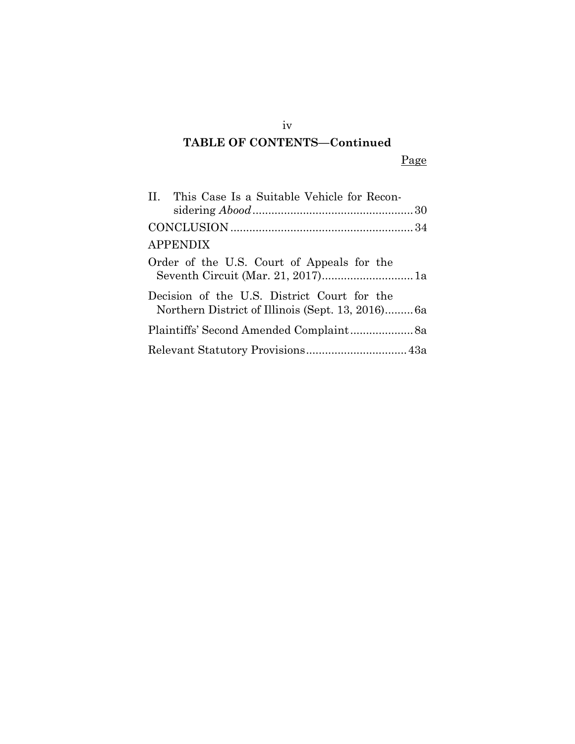## TABLE OF CONTENTS—Continued

| | Page |
|---|---|
| II. This Case Is a Suitable Vehicle for Reconsidering *Abood* | 30 |
| CONCLUSION | 34 |
| APPENDIX | |
| Order of the U.S. Court of Appeals for the Seventh Circuit (Mar. 21, 2017) | 1a |
| Decision of the U.S. District Court for the Northern District of Illinois (Sept. 13, 2016) | 6a |
| Plaintiffs' Second Amended Complaint | 8a |
| Relevant Statutory Provisions | 43a |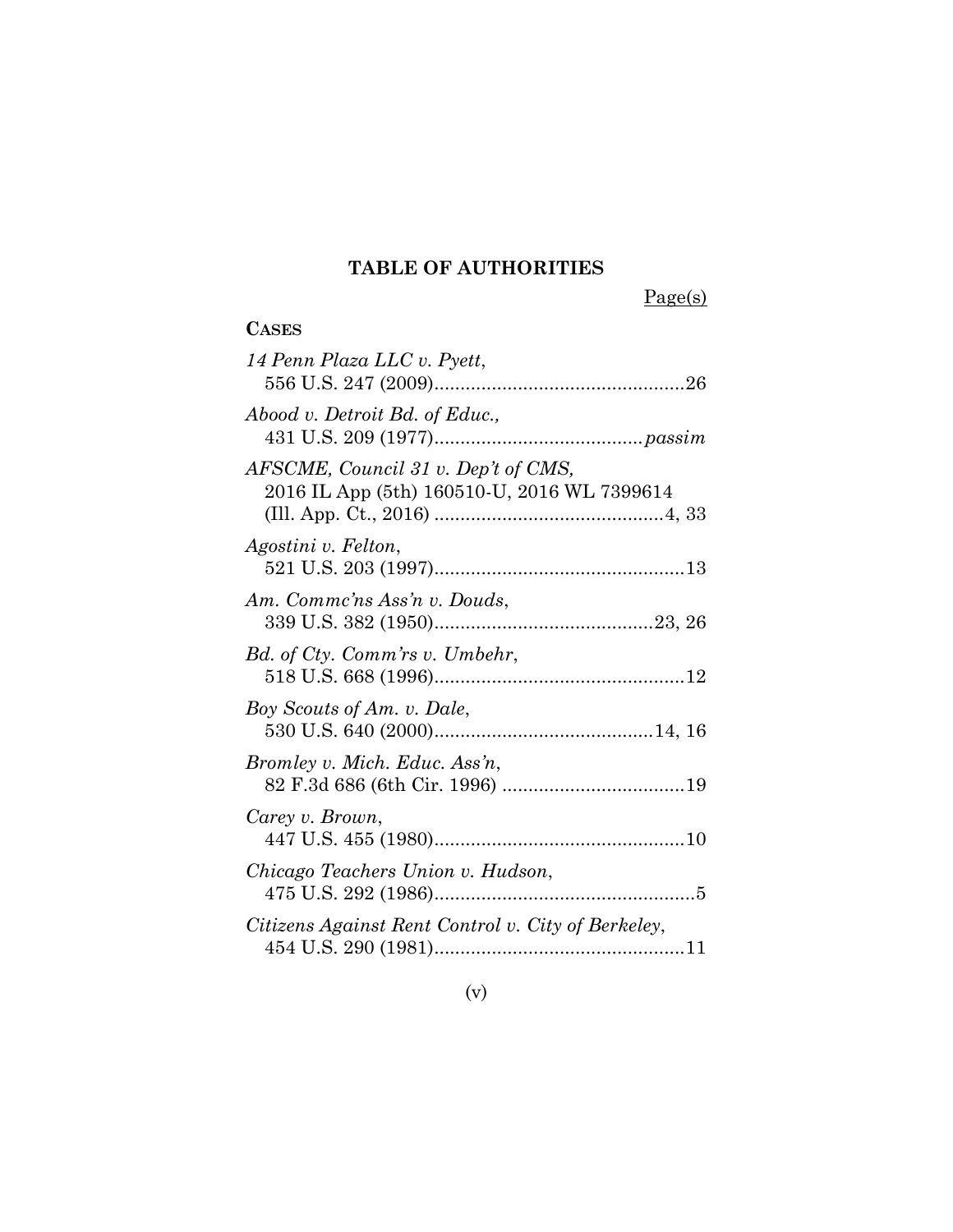## TABLE OF AUTHORITIES

Page(s)

**CASES**

*14 Penn Plaza LLC v. Pyett*,
556 U.S. 247 (2009)................................................26

*Abood v. Detroit Bd. of Educ.*,
431 U.S. 209 (1977)........................................*passim*

*AFSCME, Council 31 v. Dep't of CMS*,
2016 IL App (5th) 160510-U, 2016 WL 7399614
(Ill. App. Ct., 2016) ............................................4, 33

*Agostini v. Felton*,
521 U.S. 203 (1997)................................................13

*Am. Commc'ns Ass'n v. Douds*,
339 U.S. 382 (1950)..........................................23, 26

*Bd. of Cty. Comm'rs v. Umbehr*,
518 U.S. 668 (1996)................................................12

*Boy Scouts of Am. v. Dale*,
530 U.S. 640 (2000)..........................................14, 16

*Bromley v. Mich. Educ. Ass'n*,
82 F.3d 686 (6th Cir. 1996) ...................................19

*Carey v. Brown*,
447 U.S. 455 (1980)................................................10

*Chicago Teachers Union v. Hudson*,
475 U.S. 292 (1986)..................................................5

*Citizens Against Rent Control v. City of Berkeley*,
454 U.S. 290 (1981)................................................11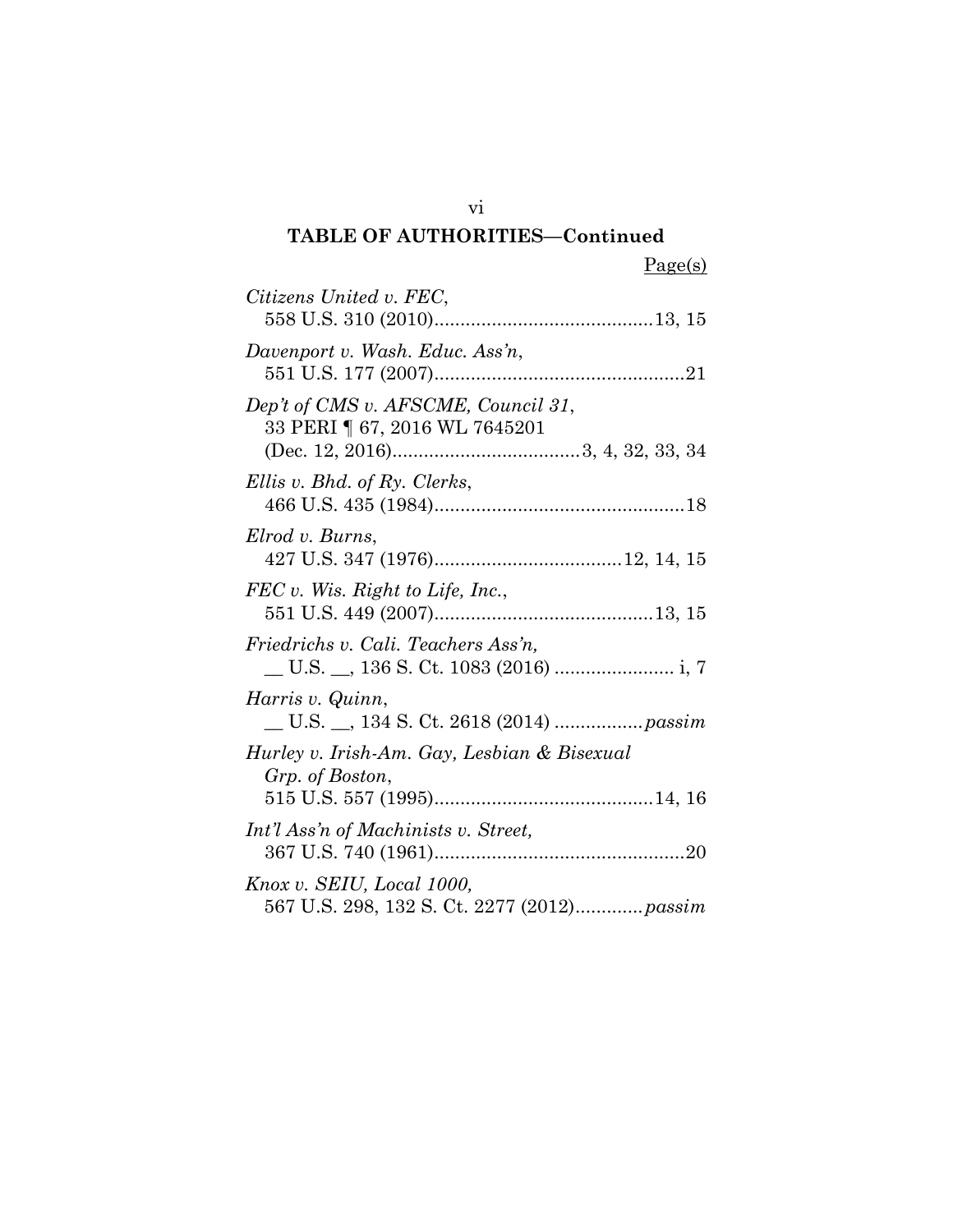**TABLE OF AUTHORITIES—Continued**

Page(s)

*Citizens United v. FEC*,
558 U.S. 310 (2010)..........................................13, 15

*Davenport v. Wash. Educ. Ass'n*,
551 U.S. 177 (2007)................................................21

*Dep't of CMS v. AFSCME, Council 31*,
33 PERI ¶ 67, 2016 WL 7645201
(Dec. 12, 2016)....................................3, 4, 32, 33, 34

*Ellis v. Bhd. of Ry. Clerks*,
466 U.S. 435 (1984)................................................18

*Elrod v. Burns*,
427 U.S. 347 (1976)....................................12, 14, 15

*FEC v. Wis. Right to Life, Inc.*,
551 U.S. 449 (2007)..........................................13, 15

*Friedrichs v. Cali. Teachers Ass'n,*
__ U.S. __, 136 S. Ct. 1083 (2016) ...................... i, 7

*Harris v. Quinn*,
__ U.S. __, 134 S. Ct. 2618 (2014) .................*passim*

*Hurley v. Irish-Am. Gay, Lesbian & Bisexual Grp. of Boston*,
515 U.S. 557 (1995)..........................................14, 16

*Int'l Ass'n of Machinists v. Street,*
367 U.S. 740 (1961)................................................20

*Knox v. SEIU, Local 1000,*
567 U.S. 298, 132 S. Ct. 2277 (2012).............*passim*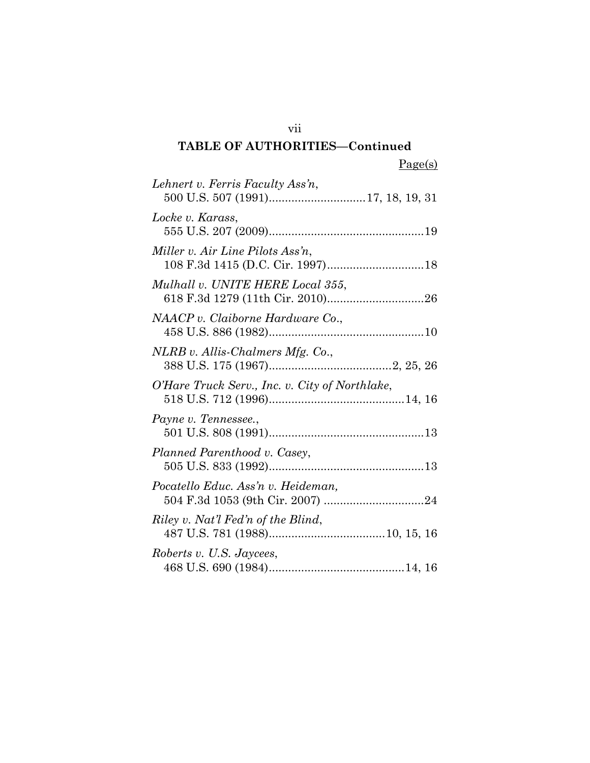## TABLE OF AUTHORITIES—Continued

Page(s)

*Lehnert v. Ferris Faculty Ass'n*,
500 U.S. 507 (1991)..............................17, 18, 19, 31

*Locke v. Karass*,
555 U.S. 207 (2009)................................................19

*Miller v. Air Line Pilots Ass'n*,
108 F.3d 1415 (D.C. Cir. 1997)..............................18

*Mulhall v. UNITE HERE Local 355*,
618 F.3d 1279 (11th Cir. 2010)..............................26

*NAACP v. Claiborne Hardware Co.*,
458 U.S. 886 (1982)................................................10

*NLRB v. Allis-Chalmers Mfg. Co.*,
388 U.S. 175 (1967)......................................2, 25, 26

*O'Hare Truck Serv., Inc. v. City of Northlake*,
518 U.S. 712 (1996)..........................................14, 16

*Payne v. Tennessee.*,
501 U.S. 808 (1991)................................................13

*Planned Parenthood v. Casey*,
505 U.S. 833 (1992)................................................13

*Pocatello Educ. Ass'n v. Heideman,*
504 F.3d 1053 (9th Cir. 2007) ...............................24

*Riley v. Nat'l Fed'n of the Blind*,
487 U.S. 781 (1988)....................................10, 15, 16

*Roberts v. U.S. Jaycees*,
468 U.S. 690 (1984)..........................................14, 16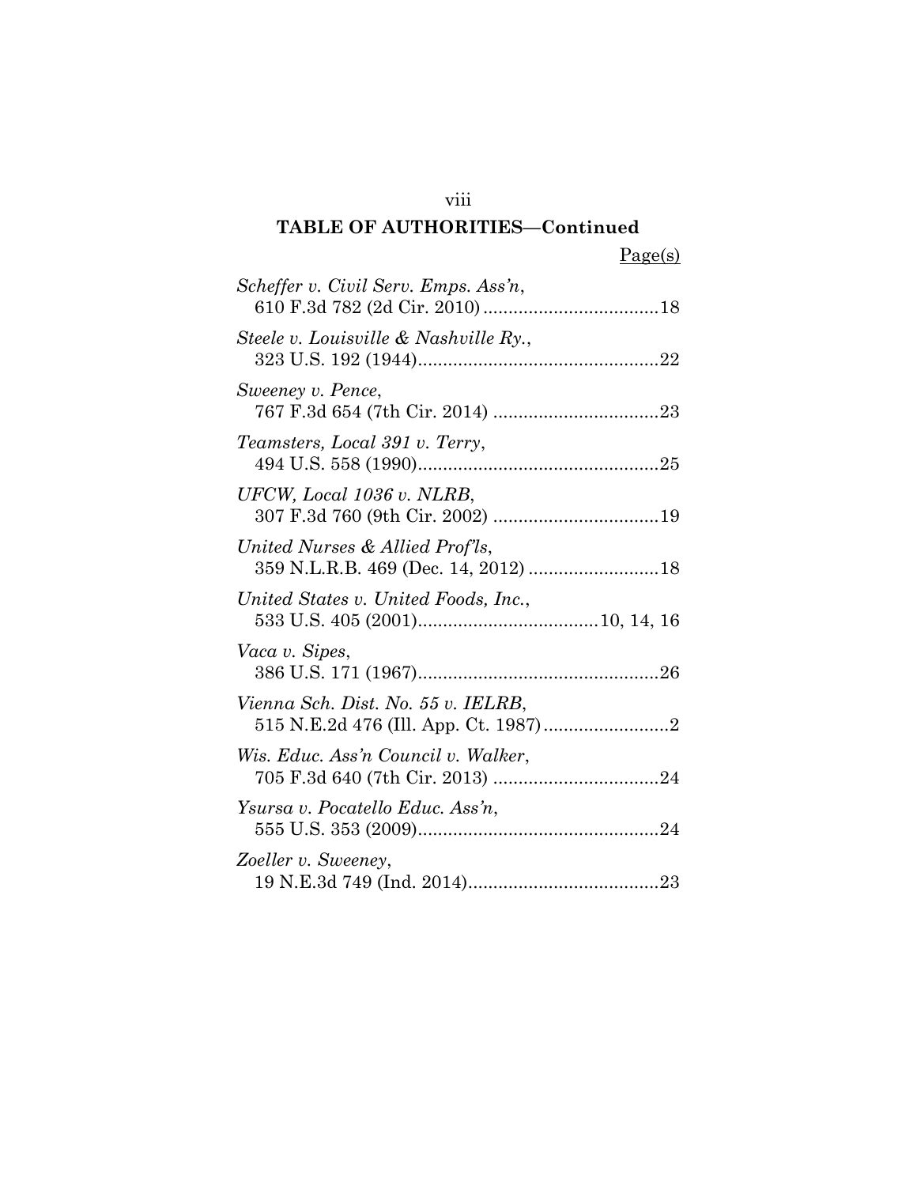## TABLE OF AUTHORITIES—Continued

Page(s)

*Scheffer v. Civil Serv. Emps. Ass'n*, 610 F.3d 782 (2d Cir. 2010) .................................. 18

*Steele v. Louisville & Nashville Ry.*, 323 U.S. 192 (1944) ................................................ 22

*Sweeney v. Pence*, 767 F.3d 654 (7th Cir. 2014) ................................. 23

*Teamsters, Local 391 v. Terry*, 494 U.S. 558 (1990) ................................................ 25

*UFCW, Local 1036 v. NLRB*, 307 F.3d 760 (9th Cir. 2002) ................................. 19

*United Nurses & Allied Prof'ls*, 359 N.L.R.B. 469 (Dec. 14, 2012) ......................... 18

*United States v. United Foods, Inc.*, 533 U.S. 405 (2001) .................................... 10, 14, 16

*Vaca v. Sipes*, 386 U.S. 171 (1967) ................................................ 26

*Vienna Sch. Dist. No. 55 v. IELRB*, 515 N.E.2d 476 (Ill. App. Ct. 1987) ......................... 2

*Wis. Educ. Ass'n Council v. Walker*, 705 F.3d 640 (7th Cir. 2013) ................................. 24

*Ysursa v. Pocatello Educ. Ass'n*, 555 U.S. 353 (2009) ................................................ 24

*Zoeller v. Sweeney*, 19 N.E.3d 749 (Ind. 2014) ...................................... 23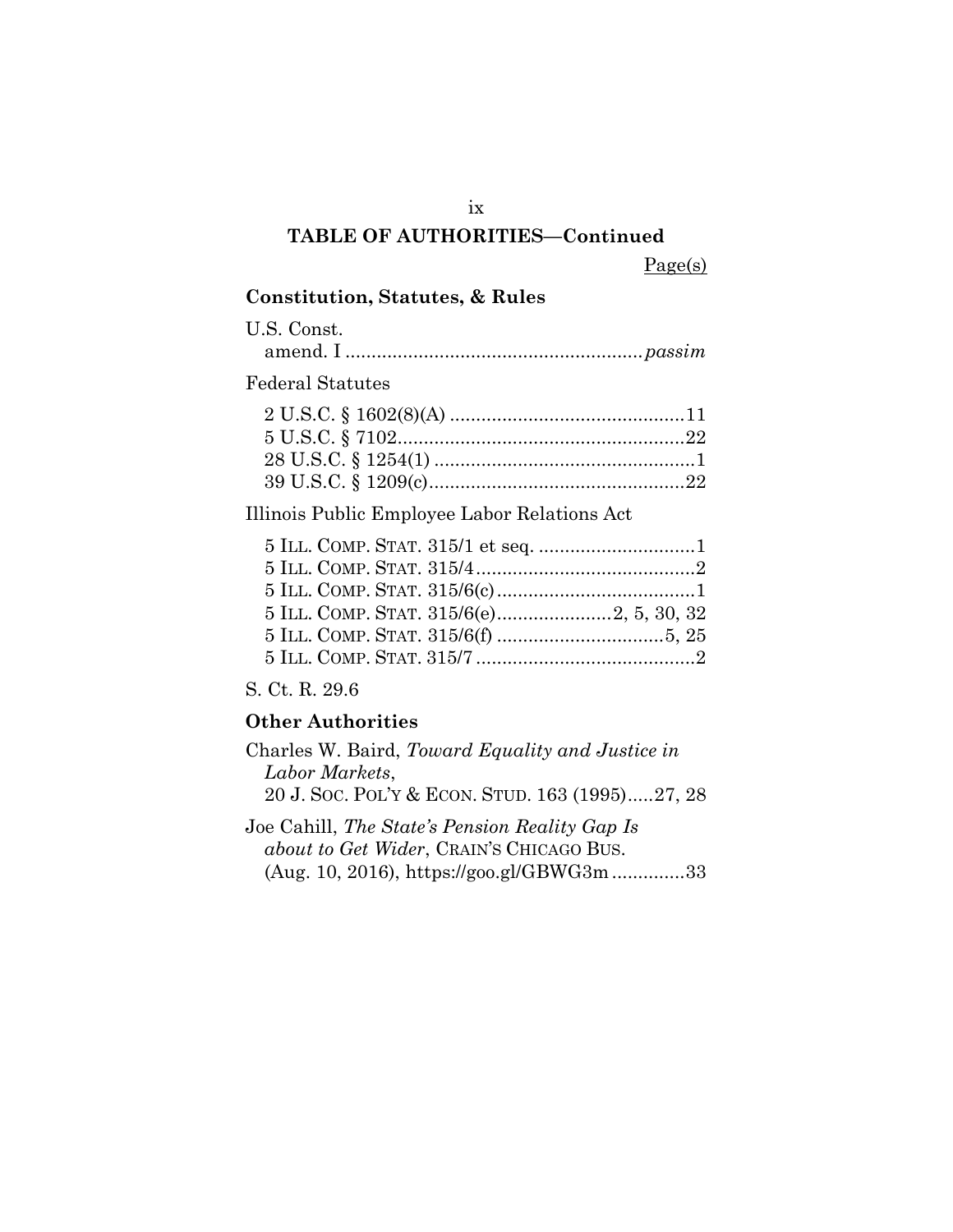## TABLE OF AUTHORITIES—Continued

Page(s)

### Constitution, Statutes, & Rules

U.S. Const.
amend. I ........................................................ *passim*

Federal Statutes

2 U.S.C. § 1602(8)(A) ............................................11
5 U.S.C. § 7102......................................................22
28 U.S.C. § 1254(1) ..................................................1
39 U.S.C. § 1209(c).................................................22

Illinois Public Employee Labor Relations Act

5 ILL. COMP. STAT. 315/1 et seq. ..............................1
5 ILL. COMP. STAT. 315/4..........................................2
5 ILL. COMP. STAT. 315/6(c)......................................1
5 ILL. COMP. STAT. 315/6(e)......................2, 5, 30, 32
5 ILL. COMP. STAT. 315/6(f) ................................5, 25
5 ILL. COMP. STAT. 315/7..........................................2

S. Ct. R. 29.6

### Other Authorities

Charles W. Baird, *Toward Equality and Justice in Labor Markets*,
20 J. SOC. POL'Y & ECON. STUD. 163 (1995).....27, 28

Joe Cahill, *The State's Pension Reality Gap Is about to Get Wider*, CRAIN'S CHICAGO BUS. (Aug. 10, 2016), https://goo.gl/GBWG3m ..............33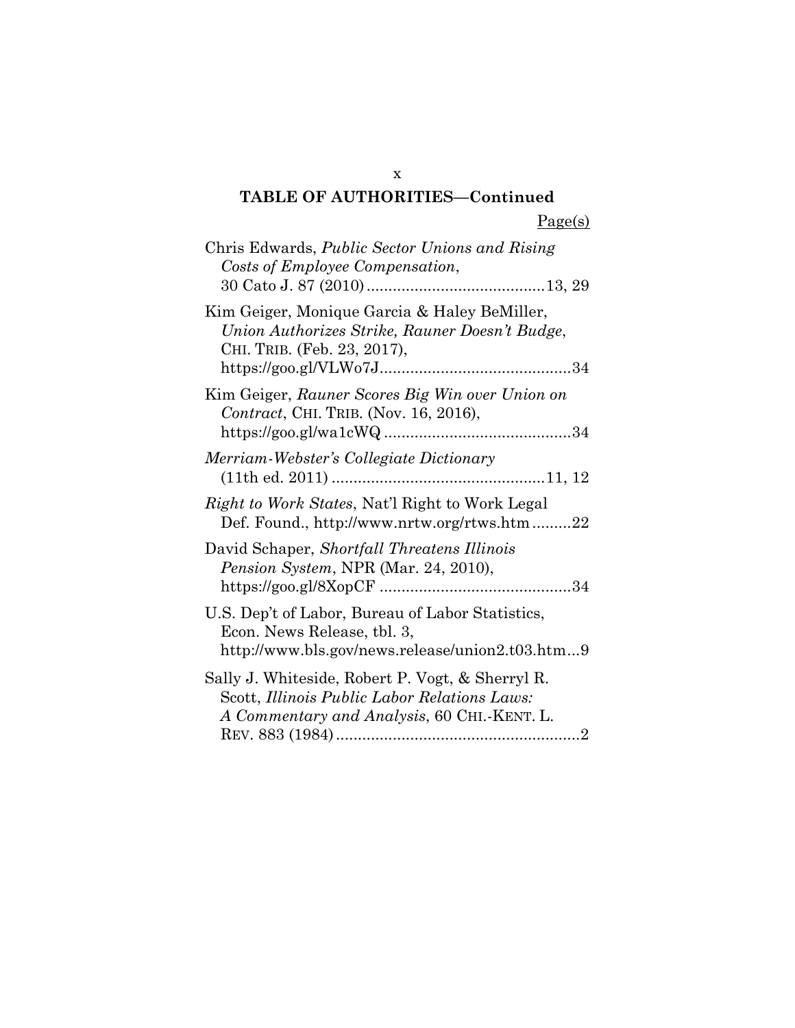## TABLE OF AUTHORITIES—Continued

Page(s)

Chris Edwards, *Public Sector Unions and Rising Costs of Employee Compensation*, 30 Cato J. 87 (2010) .......................................... 13, 29

Kim Geiger, Monique Garcia & Haley BeMiller, *Union Authorizes Strike, Rauner Doesn't Budge*, CHI. TRIB. (Feb. 23, 2017), https://goo.gl/VLWo7J ............................................ 34

Kim Geiger, *Rauner Scores Big Win over Union on Contract*, CHI. TRIB. (Nov. 16, 2016), https://goo.gl/wa1cWQ ........................................... 34

*Merriam-Webster's Collegiate Dictionary* (11th ed. 2011) ................................................. 11, 12

*Right to Work States*, Nat'l Right to Work Legal Def. Found., http://www.nrtw.org/rtws.htm ......... 22

David Schaper, *Shortfall Threatens Illinois Pension System*, NPR (Mar. 24, 2010), https://goo.gl/8XopCF ............................................ 34

U.S. Dep't of Labor, Bureau of Labor Statistics, Econ. News Release, tbl. 3, http://www.bls.gov/news.release/union2.t03.htm ... 9

Sally J. Whiteside, Robert P. Vogt, & Sherryl R. Scott, *Illinois Public Labor Relations Laws: A Commentary and Analysis*, 60 CHI.-KENT. L. REV. 883 (1984) ........................................................ 2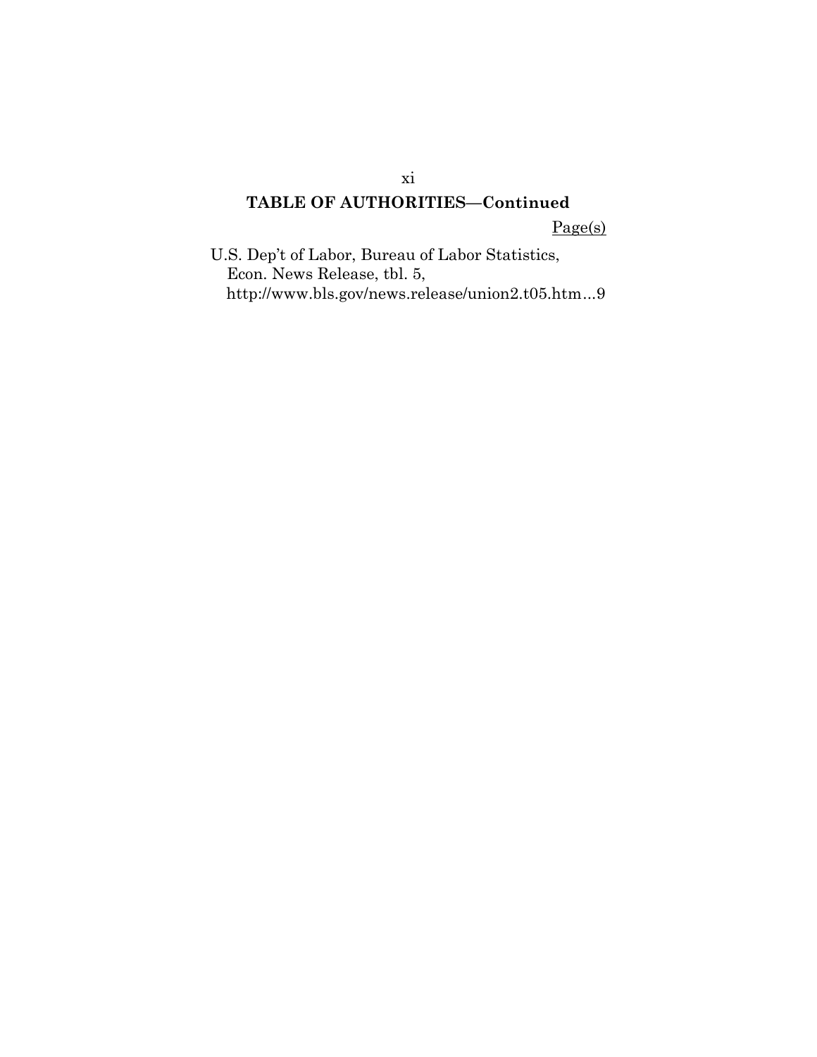## TABLE OF AUTHORITIES—Continued

Page(s)

U.S. Dep't of Labor, Bureau of Labor Statistics, Econ. News Release, tbl. 5, http://www.bls.gov/news.release/union2.t05.htm...9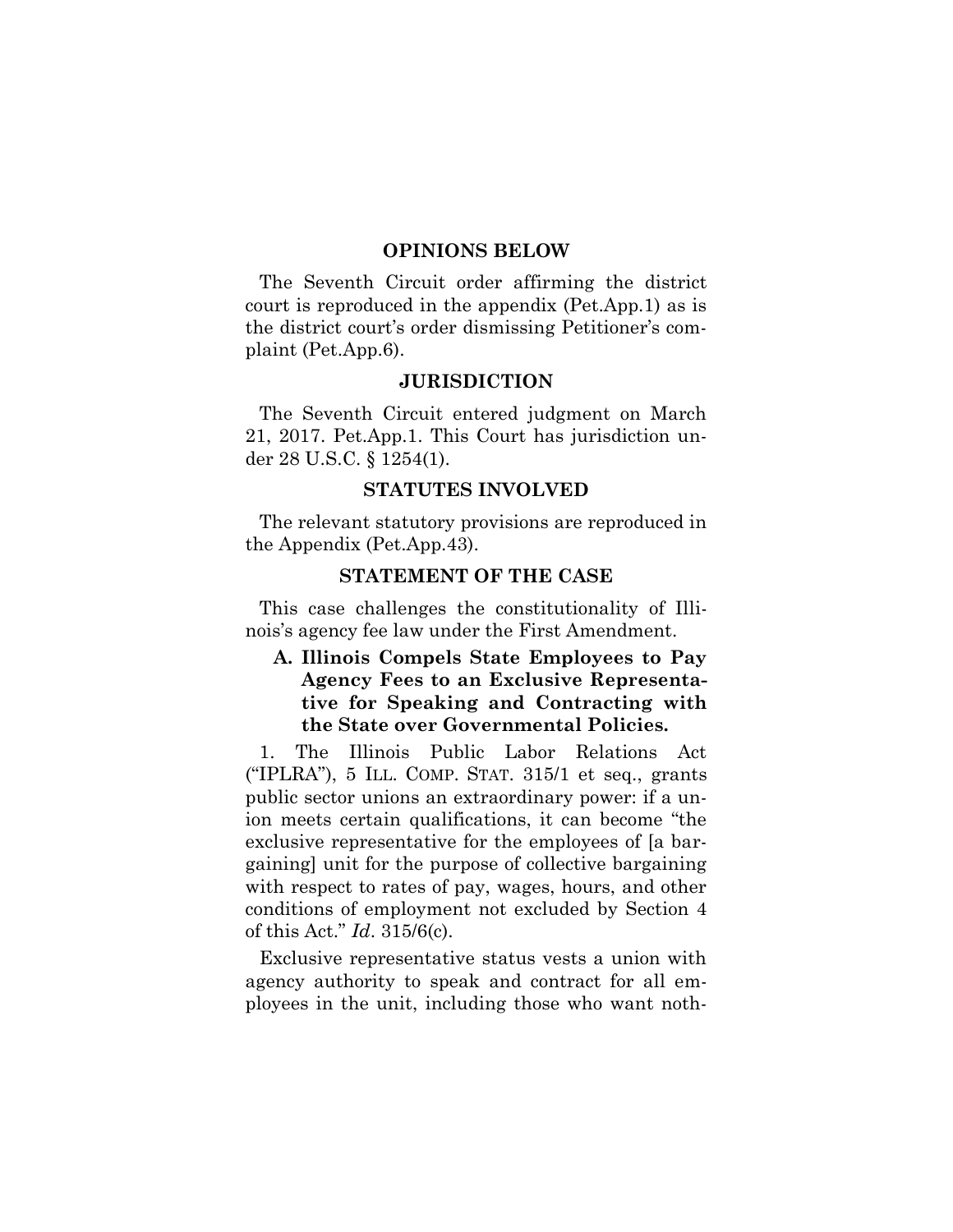## OPINIONS BELOW

The Seventh Circuit order affirming the district court is reproduced in the appendix (Pet.App.1) as is the district court's order dismissing Petitioner's complaint (Pet.App.6).

## JURISDICTION

The Seventh Circuit entered judgment on March 21, 2017. Pet.App.1. This Court has jurisdiction under 28 U.S.C. § 1254(1).

## STATUTES INVOLVED

The relevant statutory provisions are reproduced in the Appendix (Pet.App.43).

## STATEMENT OF THE CASE

This case challenges the constitutionality of Illinois's agency fee law under the First Amendment.

### A. Illinois Compels State Employees to Pay Agency Fees to an Exclusive Representative for Speaking and Contracting with the State over Governmental Policies.

1. The Illinois Public Labor Relations Act ("IPLRA"), 5 ILL. COMP. STAT. 315/1 et seq., grants public sector unions an extraordinary power: if a union meets certain qualifications, it can become "the exclusive representative for the employees of [a bargaining] unit for the purpose of collective bargaining with respect to rates of pay, wages, hours, and other conditions of employment not excluded by Section 4 of this Act." *Id*. 315/6(c).

Exclusive representative status vests a union with agency authority to speak and contract for all employees in the unit, including those who want noth-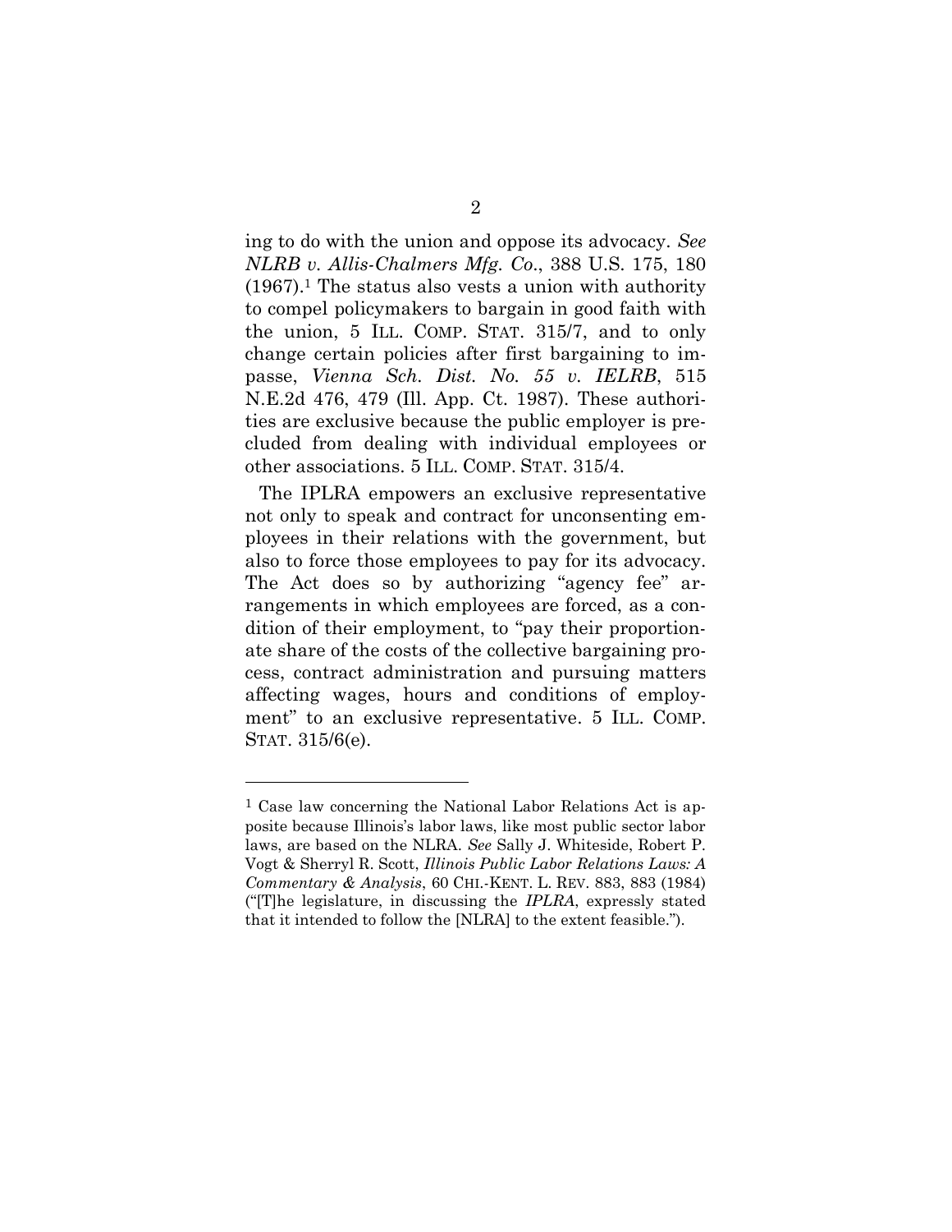ing to do with the union and oppose its advocacy. *See NLRB v. Allis-Chalmers Mfg. Co.*, 388 U.S. 175, 180 (1967).[1] The status also vests a union with authority to compel policymakers to bargain in good faith with the union, 5 ILL. COMP. STAT. 315/7, and to only change certain policies after first bargaining to impasse, *Vienna Sch. Dist. No. 55 v. IELRB*, 515 N.E.2d 476, 479 (Ill. App. Ct. 1987). These authorities are exclusive because the public employer is precluded from dealing with individual employees or other associations. 5 ILL. COMP. STAT. 315/4.

The IPLRA empowers an exclusive representative not only to speak and contract for unconsenting employees in their relations with the government, but also to force those employees to pay for its advocacy. The Act does so by authorizing "agency fee" arrangements in which employees are forced, as a condition of their employment, to "pay their proportionate share of the costs of the collective bargaining process, contract administration and pursuing matters affecting wages, hours and conditions of employment" to an exclusive representative. 5 ILL. COMP. STAT. 315/6(e).

---

[1] Case law concerning the National Labor Relations Act is apposite because Illinois's labor laws, like most public sector labor laws, are based on the NLRA. *See* Sally J. Whiteside, Robert P. Vogt & Sherryl R. Scott, *Illinois Public Labor Relations Laws: A Commentary & Analysis*, 60 CHI.-KENT. L. REV. 883, 883 (1984) ("[T]he legislature, in discussing the *IPLRA*, expressly stated that it intended to follow the [NLRA] to the extent feasible.").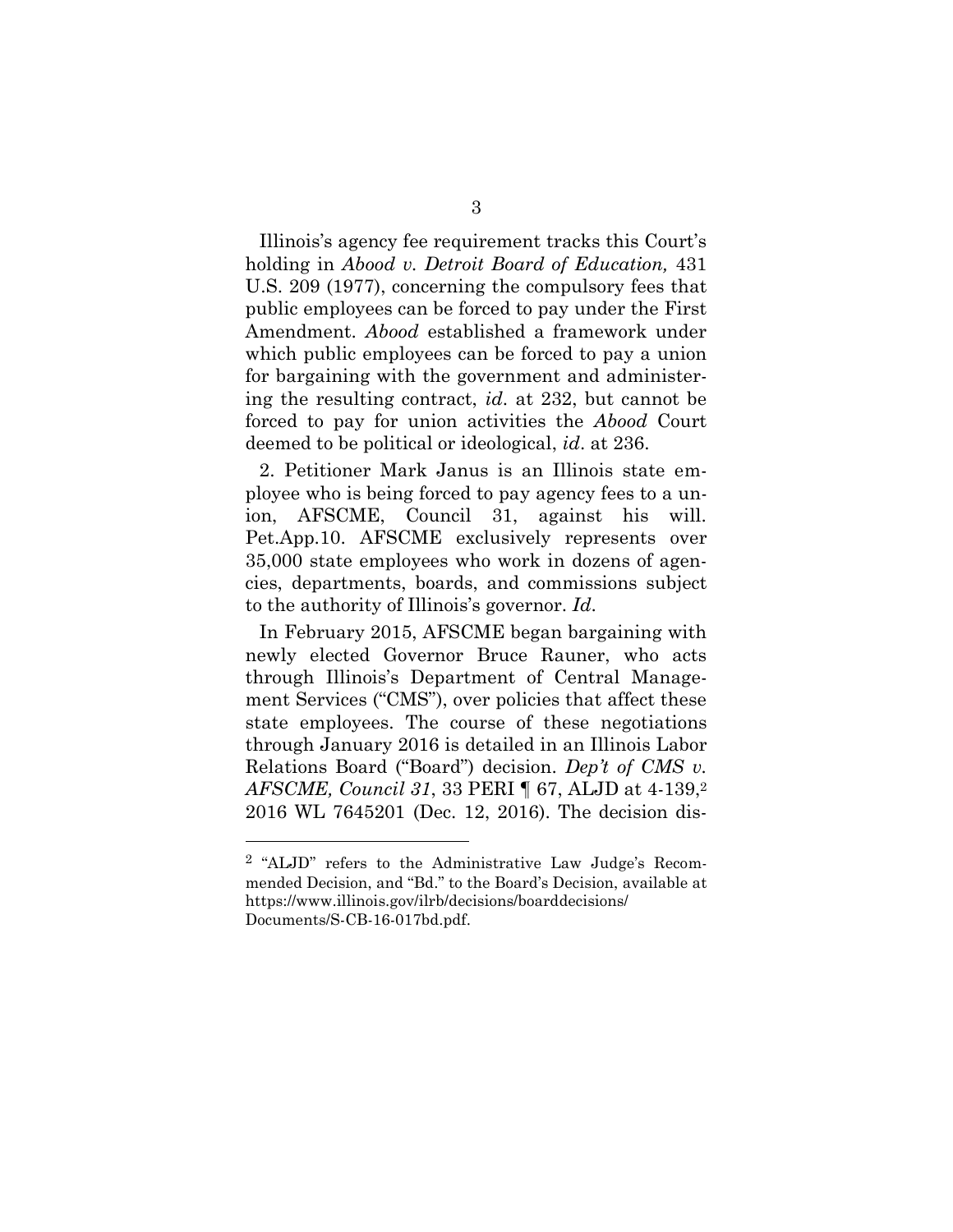Illinois's agency fee requirement tracks this Court's holding in *Abood v. Detroit Board of Education,* 431 U.S. 209 (1977), concerning the compulsory fees that public employees can be forced to pay under the First Amendment. *Abood* established a framework under which public employees can be forced to pay a union for bargaining with the government and administering the resulting contract, *id*. at 232, but cannot be forced to pay for union activities the *Abood* Court deemed to be political or ideological, *id*. at 236.

2. Petitioner Mark Janus is an Illinois state employee who is being forced to pay agency fees to a union, AFSCME, Council 31, against his will. Pet.App.10. AFSCME exclusively represents over 35,000 state employees who work in dozens of agencies, departments, boards, and commissions subject to the authority of Illinois's governor. *Id*.

In February 2015, AFSCME began bargaining with newly elected Governor Bruce Rauner, who acts through Illinois's Department of Central Management Services ("CMS"), over policies that affect these state employees. The course of these negotiations through January 2016 is detailed in an Illinois Labor Relations Board ("Board") decision. *Dep't of CMS v. AFSCME, Council 31*, 33 PERI ¶ 67, ALJD at 4-139,[2] 2016 WL 7645201 (Dec. 12, 2016). The decision dis-

---

[2] "ALJD" refers to the Administrative Law Judge's Recommended Decision, and "Bd." to the Board's Decision, available at https://www.illinois.gov/ilrb/decisions/boarddecisions/Documents/S-CB-16-017bd.pdf.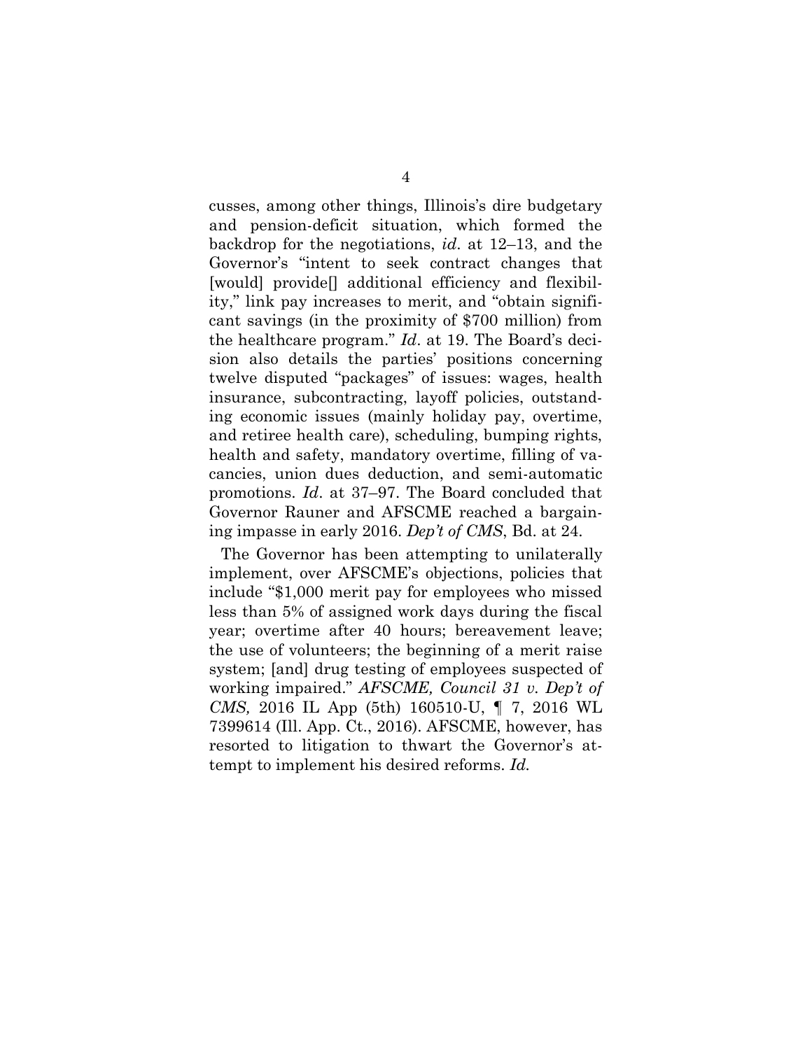cusses, among other things, Illinois's dire budgetary and pension-deficit situation, which formed the backdrop for the negotiations, *id*. at 12–13, and the Governor's "intent to seek contract changes that [would] provide[] additional efficiency and flexibility," link pay increases to merit, and "obtain significant savings (in the proximity of $700 million) from the healthcare program." *Id*. at 19. The Board's decision also details the parties' positions concerning twelve disputed "packages" of issues: wages, health insurance, subcontracting, layoff policies, outstanding economic issues (mainly holiday pay, overtime, and retiree health care), scheduling, bumping rights, health and safety, mandatory overtime, filling of vacancies, union dues deduction, and semi-automatic promotions. *Id*. at 37–97. The Board concluded that Governor Rauner and AFSCME reached a bargaining impasse in early 2016. *Dep't of CMS*, Bd. at 24.

The Governor has been attempting to unilaterally implement, over AFSCME's objections, policies that include "$1,000 merit pay for employees who missed less than 5% of assigned work days during the fiscal year; overtime after 40 hours; bereavement leave; the use of volunteers; the beginning of a merit raise system; [and] drug testing of employees suspected of working impaired." *AFSCME, Council 31 v. Dep't of CMS,* 2016 IL App (5th) 160510-U, ¶ 7, 2016 WL 7399614 (Ill. App. Ct., 2016). AFSCME, however, has resorted to litigation to thwart the Governor's attempt to implement his desired reforms. *Id.*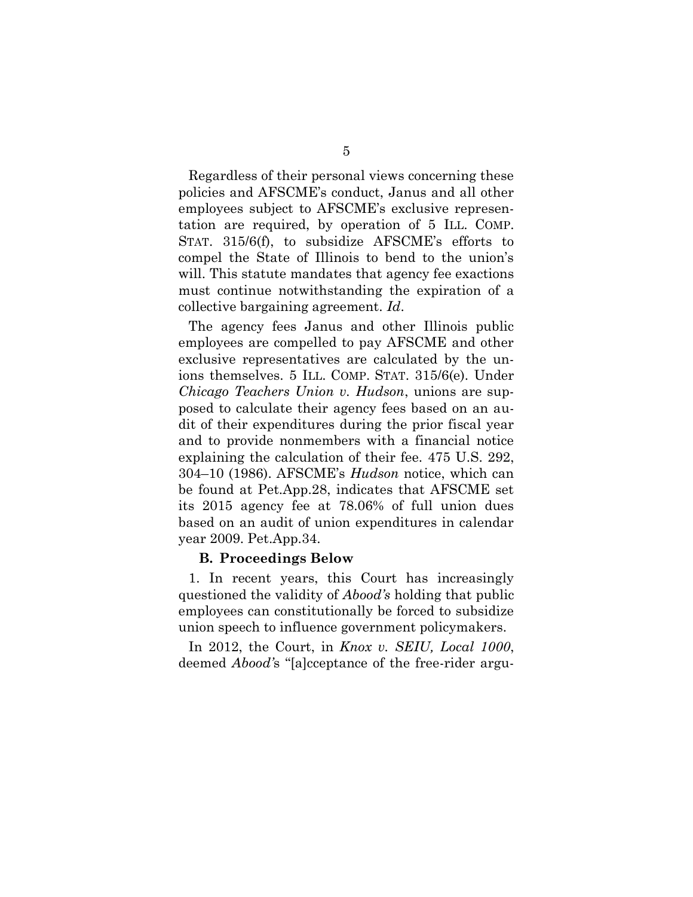Regardless of their personal views concerning these policies and AFSCME's conduct, Janus and all other employees subject to AFSCME's exclusive representation are required, by operation of 5 ILL. COMP. STAT. 315/6(f), to subsidize AFSCME's efforts to compel the State of Illinois to bend to the union's will. This statute mandates that agency fee exactions must continue notwithstanding the expiration of a collective bargaining agreement. *Id*.

The agency fees Janus and other Illinois public employees are compelled to pay AFSCME and other exclusive representatives are calculated by the unions themselves. 5 ILL. COMP. STAT. 315/6(e). Under *Chicago Teachers Union v. Hudson*, unions are supposed to calculate their agency fees based on an audit of their expenditures during the prior fiscal year and to provide nonmembers with a financial notice explaining the calculation of their fee. 475 U.S. 292, 304–10 (1986). AFSCME's *Hudson* notice, which can be found at Pet.App.28, indicates that AFSCME set its 2015 agency fee at 78.06% of full union dues based on an audit of union expenditures in calendar year 2009. Pet.App.34.

### B. Proceedings Below

1. In recent years, this Court has increasingly questioned the validity of *Abood's* holding that public employees can constitutionally be forced to subsidize union speech to influence government policymakers.

In 2012, the Court, in *Knox v. SEIU, Local 1000*, deemed *Abood'*s "[a]cceptance of the free-rider argu-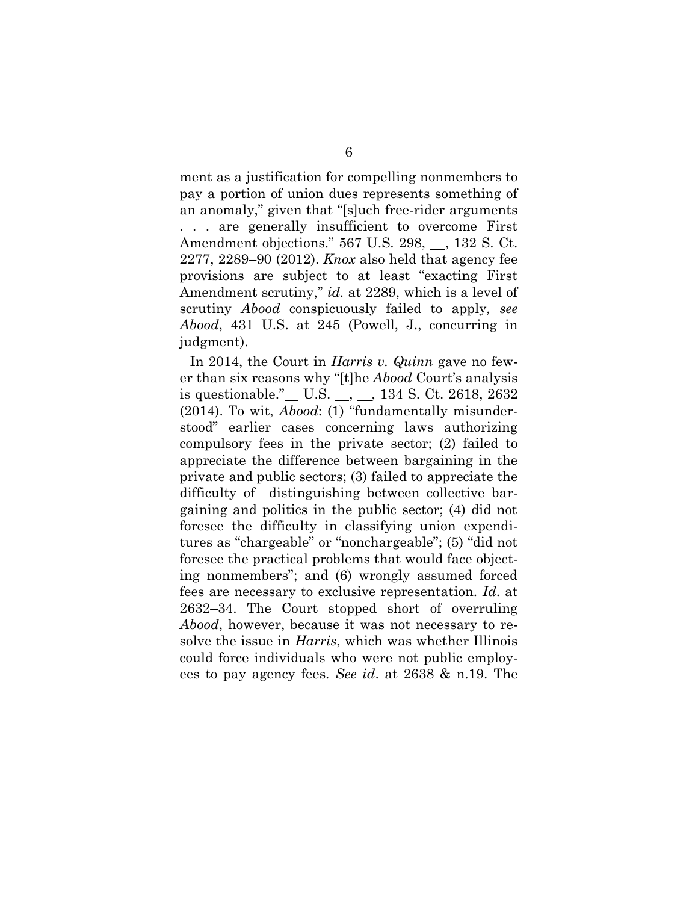ment as a justification for compelling nonmembers to pay a portion of union dues represents something of an anomaly," given that "[s]uch free-rider arguments . . . are generally insufficient to overcome First Amendment objections." 567 U.S. 298, __, 132 S. Ct. 2277, 2289–90 (2012). *Knox* also held that agency fee provisions are subject to at least "exacting First Amendment scrutiny," *id.* at 2289, which is a level of scrutiny *Abood* conspicuously failed to apply, *see Abood*, 431 U.S. at 245 (Powell, J., concurring in judgment).

In 2014, the Court in *Harris v. Quinn* gave no fewer than six reasons why "[t]he *Abood* Court's analysis is questionable." __ U.S. __, __, 134 S. Ct. 2618, 2632 (2014). To wit, *Abood*: (1) "fundamentally misunderstood" earlier cases concerning laws authorizing compulsory fees in the private sector; (2) failed to appreciate the difference between bargaining in the private and public sectors; (3) failed to appreciate the difficulty of distinguishing between collective bargaining and politics in the public sector; (4) did not foresee the difficulty in classifying union expenditures as "chargeable" or "nonchargeable"; (5) "did not foresee the practical problems that would face objecting nonmembers"; and (6) wrongly assumed forced fees are necessary to exclusive representation. *Id.* at 2632–34. The Court stopped short of overruling *Abood*, however, because it was not necessary to resolve the issue in *Harris*, which was whether Illinois could force individuals who were not public employees to pay agency fees. *See id.* at 2638 & n.19. The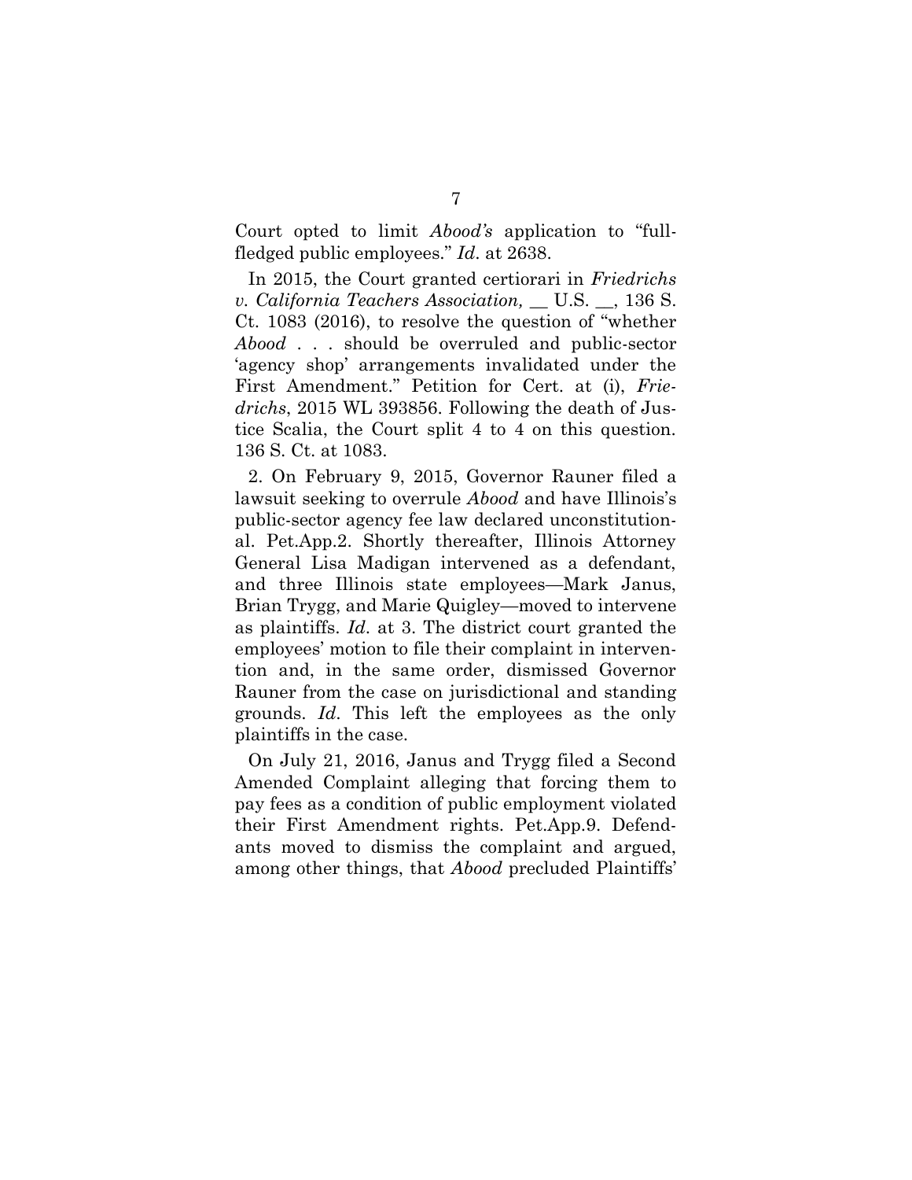Court opted to limit *Abood's* application to "full-fledged public employees." *Id*. at 2638.

In 2015, the Court granted certiorari in *Friedrichs v. California Teachers Association,* __ U.S. __, 136 S. Ct. 1083 (2016), to resolve the question of "whether *Abood* . . . should be overruled and public-sector 'agency shop' arrangements invalidated under the First Amendment." Petition for Cert. at (i), *Friedrichs*, 2015 WL 393856. Following the death of Justice Scalia, the Court split 4 to 4 on this question. 136 S. Ct. at 1083.

2. On February 9, 2015, Governor Rauner filed a lawsuit seeking to overrule *Abood* and have Illinois's public-sector agency fee law declared unconstitutional. Pet.App.2. Shortly thereafter, Illinois Attorney General Lisa Madigan intervened as a defendant, and three Illinois state employees—Mark Janus, Brian Trygg, and Marie Quigley—moved to intervene as plaintiffs. *Id*. at 3. The district court granted the employees' motion to file their complaint in intervention and, in the same order, dismissed Governor Rauner from the case on jurisdictional and standing grounds. *Id*. This left the employees as the only plaintiffs in the case.

On July 21, 2016, Janus and Trygg filed a Second Amended Complaint alleging that forcing them to pay fees as a condition of public employment violated their First Amendment rights. Pet.App.9. Defendants moved to dismiss the complaint and argued, among other things, that *Abood* precluded Plaintiffs'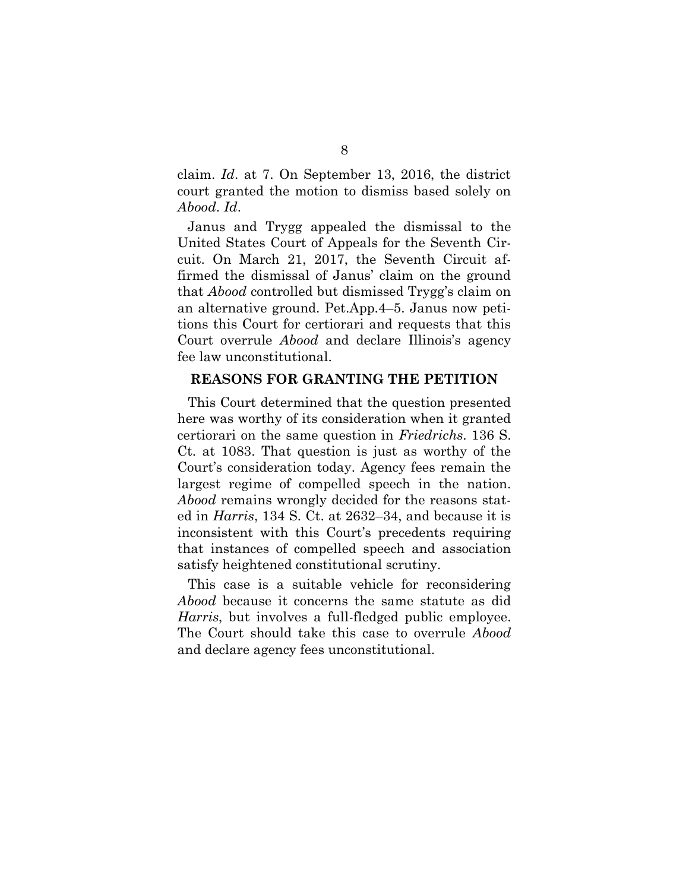claim. *Id*. at 7. On September 13, 2016, the district court granted the motion to dismiss based solely on *Abood*. *Id*.

Janus and Trygg appealed the dismissal to the United States Court of Appeals for the Seventh Circuit. On March 21, 2017, the Seventh Circuit affirmed the dismissal of Janus' claim on the ground that *Abood* controlled but dismissed Trygg's claim on an alternative ground. Pet.App.4–5. Janus now petitions this Court for certiorari and requests that this Court overrule *Abood* and declare Illinois's agency fee law unconstitutional.

## REASONS FOR GRANTING THE PETITION

This Court determined that the question presented here was worthy of its consideration when it granted certiorari on the same question in *Friedrichs*. 136 S. Ct. at 1083. That question is just as worthy of the Court's consideration today. Agency fees remain the largest regime of compelled speech in the nation. *Abood* remains wrongly decided for the reasons stated in *Harris*, 134 S. Ct. at 2632–34, and because it is inconsistent with this Court's precedents requiring that instances of compelled speech and association satisfy heightened constitutional scrutiny.

This case is a suitable vehicle for reconsidering *Abood* because it concerns the same statute as did *Harris*, but involves a full-fledged public employee. The Court should take this case to overrule *Abood* and declare agency fees unconstitutional.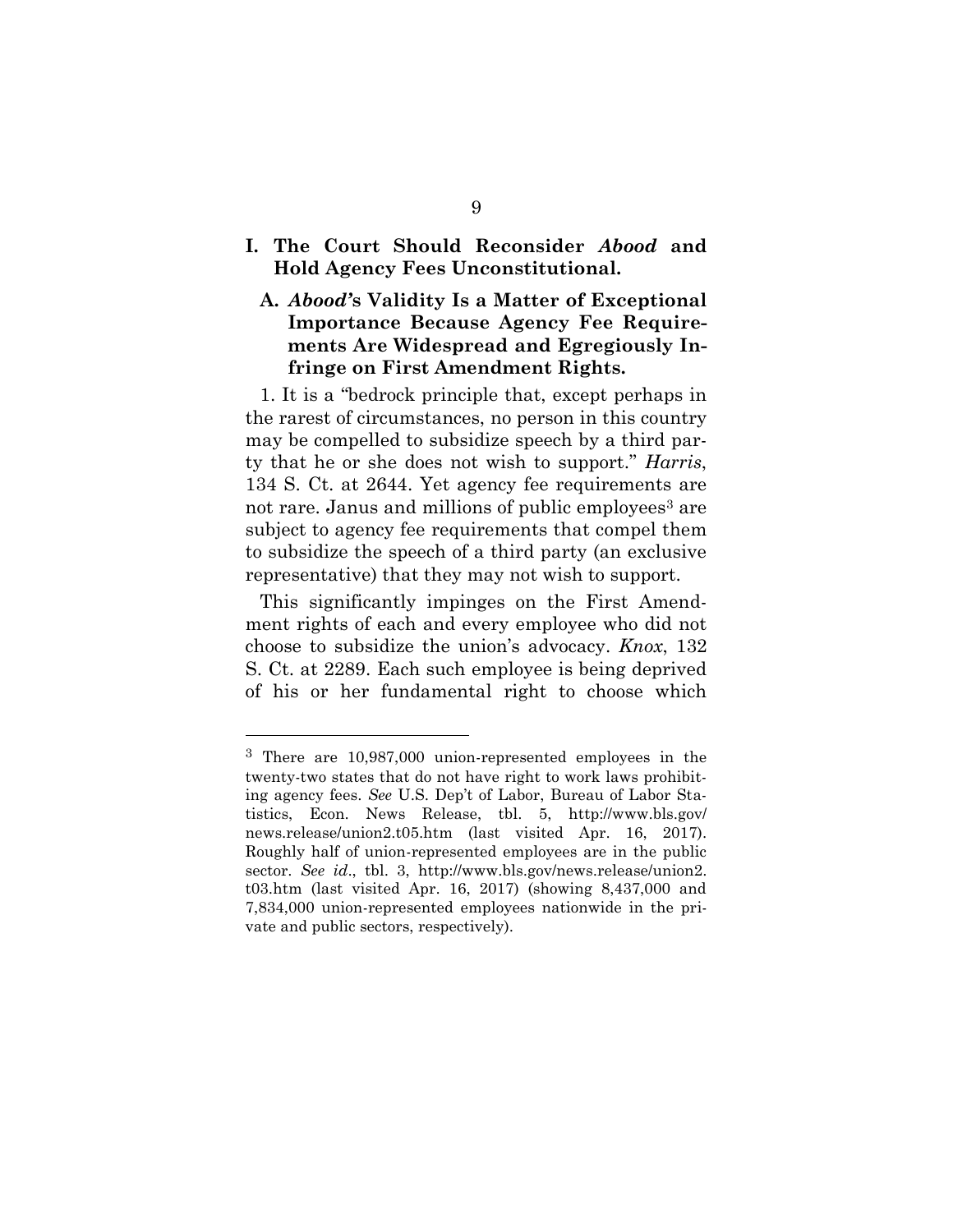## I. The Court Should Reconsider *Abood* and Hold Agency Fees Unconstitutional.

### A. *Abood*'s Validity Is a Matter of Exceptional Importance Because Agency Fee Requirements Are Widespread and Egregiously Infringe on First Amendment Rights.

1. It is a "bedrock principle that, except perhaps in the rarest of circumstances, no person in this country may be compelled to subsidize speech by a third party that he or she does not wish to support." *Harris*, 134 S. Ct. at 2644. Yet agency fee requirements are not rare. Janus and millions of public employees[3] are subject to agency fee requirements that compel them to subsidize the speech of a third party (an exclusive representative) that they may not wish to support.

This significantly impinges on the First Amendment rights of each and every employee who did not choose to subsidize the union's advocacy. *Knox*, 132 S. Ct. at 2289. Each such employee is being deprived of his or her fundamental right to choose which

---

[3] There are 10,987,000 union-represented employees in the twenty-two states that do not have right to work laws prohibiting agency fees. *See* U.S. Dep't of Labor, Bureau of Labor Statistics, Econ. News Release, tbl. 5, http://www.bls.gov/news.release/union2.t05.htm (last visited Apr. 16, 2017). Roughly half of union-represented employees are in the public sector. *See id*., tbl. 3, http://www.bls.gov/news.release/union2.t03.htm (last visited Apr. 16, 2017) (showing 8,437,000 and 7,834,000 union-represented employees nationwide in the private and public sectors, respectively).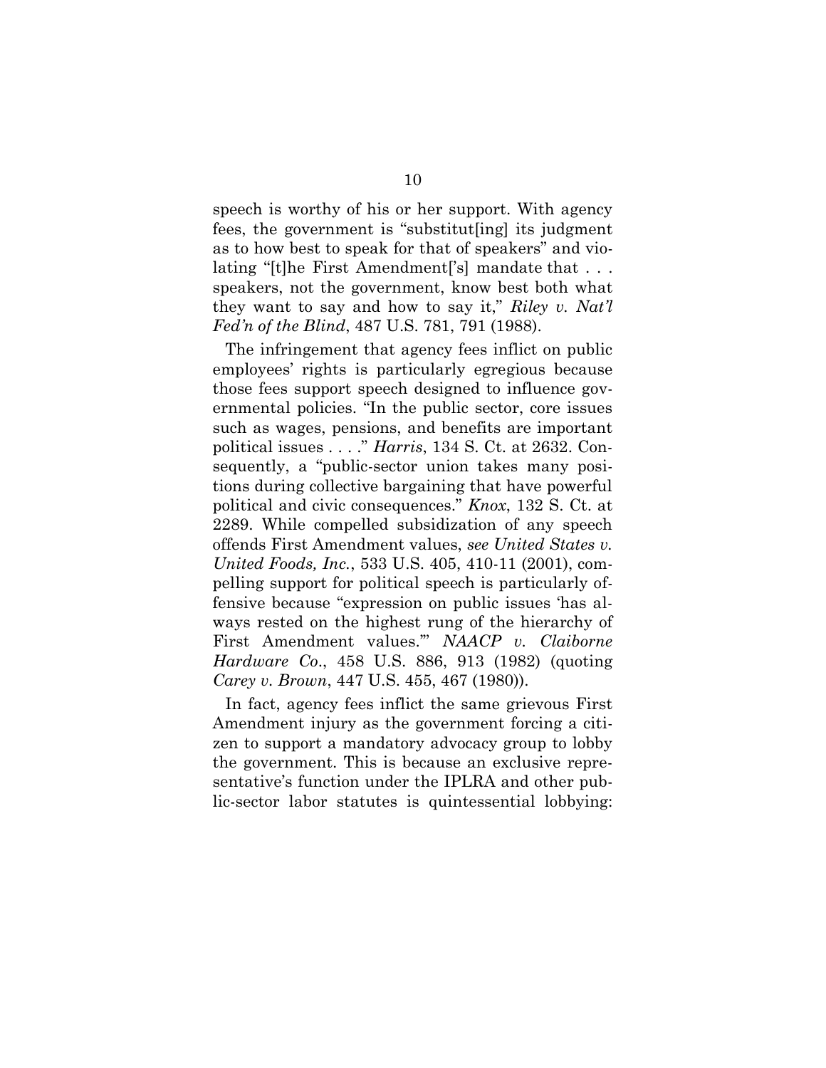speech is worthy of his or her support. With agency fees, the government is "substitut[ing] its judgment as to how best to speak for that of speakers" and violating "[t]he First Amendment['s] mandate that . . . speakers, not the government, know best both what they want to say and how to say it," *Riley v. Nat'l Fed'n of the Blind*, 487 U.S. 781, 791 (1988).

The infringement that agency fees inflict on public employees' rights is particularly egregious because those fees support speech designed to influence governmental policies. "In the public sector, core issues such as wages, pensions, and benefits are important political issues . . . ." *Harris*, 134 S. Ct. at 2632. Consequently, a "public-sector union takes many positions during collective bargaining that have powerful political and civic consequences." *Knox*, 132 S. Ct. at 2289. While compelled subsidization of any speech offends First Amendment values, *see United States v. United Foods, Inc.*, 533 U.S. 405, 410-11 (2001), compelling support for political speech is particularly offensive because "expression on public issues 'has always rested on the highest rung of the hierarchy of First Amendment values.'" *NAACP v. Claiborne Hardware Co*., 458 U.S. 886, 913 (1982) (quoting *Carey v. Brown*, 447 U.S. 455, 467 (1980)).

In fact, agency fees inflict the same grievous First Amendment injury as the government forcing a citizen to support a mandatory advocacy group to lobby the government. This is because an exclusive representative's function under the IPLRA and other public-sector labor statutes is quintessential lobbying: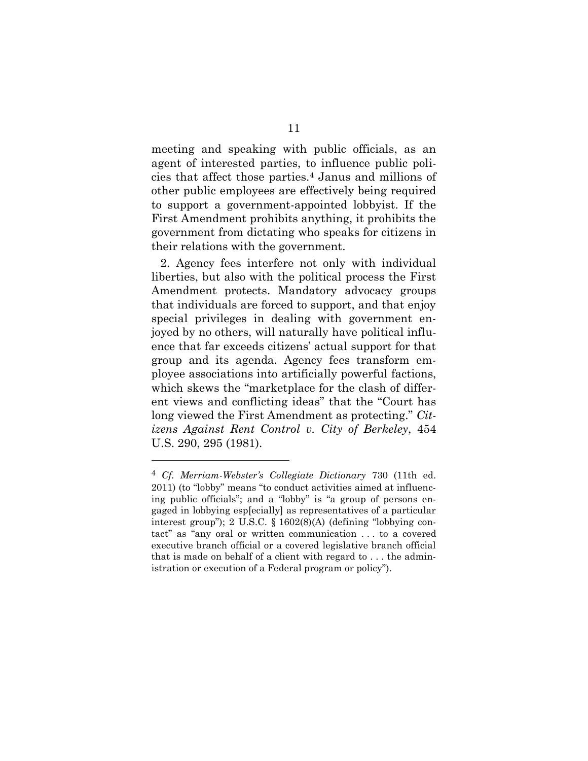meeting and speaking with public officials, as an agent of interested parties, to influence public policies that affect those parties.[4] Janus and millions of other public employees are effectively being required to support a government-appointed lobbyist. If the First Amendment prohibits anything, it prohibits the government from dictating who speaks for citizens in their relations with the government.

2. Agency fees interfere not only with individual liberties, but also with the political process the First Amendment protects. Mandatory advocacy groups that individuals are forced to support, and that enjoy special privileges in dealing with government enjoyed by no others, will naturally have political influence that far exceeds citizens' actual support for that group and its agenda. Agency fees transform employee associations into artificially powerful factions, which skews the "marketplace for the clash of different views and conflicting ideas" that the "Court has long viewed the First Amendment as protecting." *Citizens Against Rent Control v. City of Berkeley*, 454 U.S. 290, 295 (1981).

---

[4] *Cf. Merriam-Webster's Collegiate Dictionary* 730 (11th ed. 2011) (to "lobby" means "to conduct activities aimed at influencing public officials"; and a "lobby" is "a group of persons engaged in lobbying esp[ecially] as representatives of a particular interest group"); 2 U.S.C. § 1602(8)(A) (defining "lobbying contact" as "any oral or written communication . . . to a covered executive branch official or a covered legislative branch official that is made on behalf of a client with regard to . . . the administration or execution of a Federal program or policy").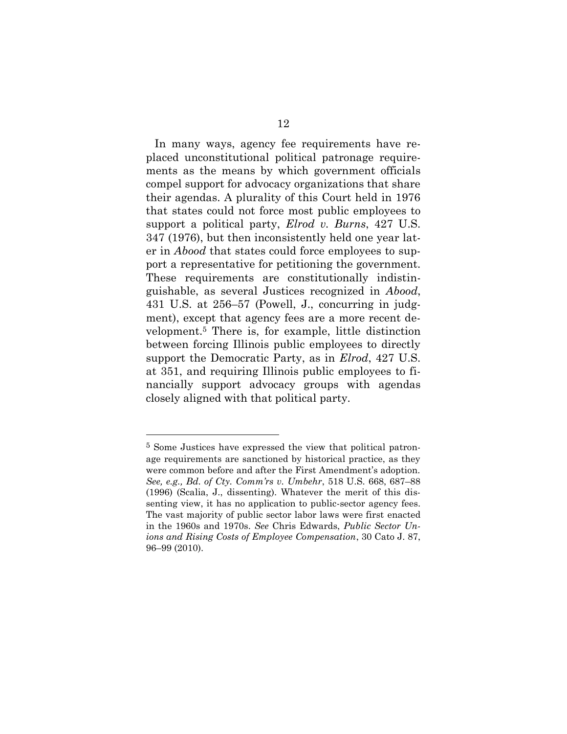In many ways, agency fee requirements have replaced unconstitutional political patronage requirements as the means by which government officials compel support for advocacy organizations that share their agendas. A plurality of this Court held in 1976 that states could not force most public employees to support a political party, *Elrod v. Burns*, 427 U.S. 347 (1976), but then inconsistently held one year later in *Abood* that states could force employees to support a representative for petitioning the government. These requirements are constitutionally indistinguishable, as several Justices recognized in *Abood*, 431 U.S. at 256–57 (Powell, J., concurring in judgment), except that agency fees are a more recent development.[5] There is, for example, little distinction between forcing Illinois public employees to directly support the Democratic Party, as in *Elrod*, 427 U.S. at 351, and requiring Illinois public employees to financially support advocacy groups with agendas closely aligned with that political party.

---

[5] Some Justices have expressed the view that political patronage requirements are sanctioned by historical practice, as they were common before and after the First Amendment's adoption. *See, e.g., Bd. of Cty. Comm'rs v. Umbehr*, 518 U.S. 668, 687–88 (1996) (Scalia, J., dissenting). Whatever the merit of this dissenting view, it has no application to public-sector agency fees. The vast majority of public sector labor laws were first enacted in the 1960s and 1970s. *See* Chris Edwards, *Public Sector Unions and Rising Costs of Employee Compensation*, 30 Cato J. 87, 96–99 (2010).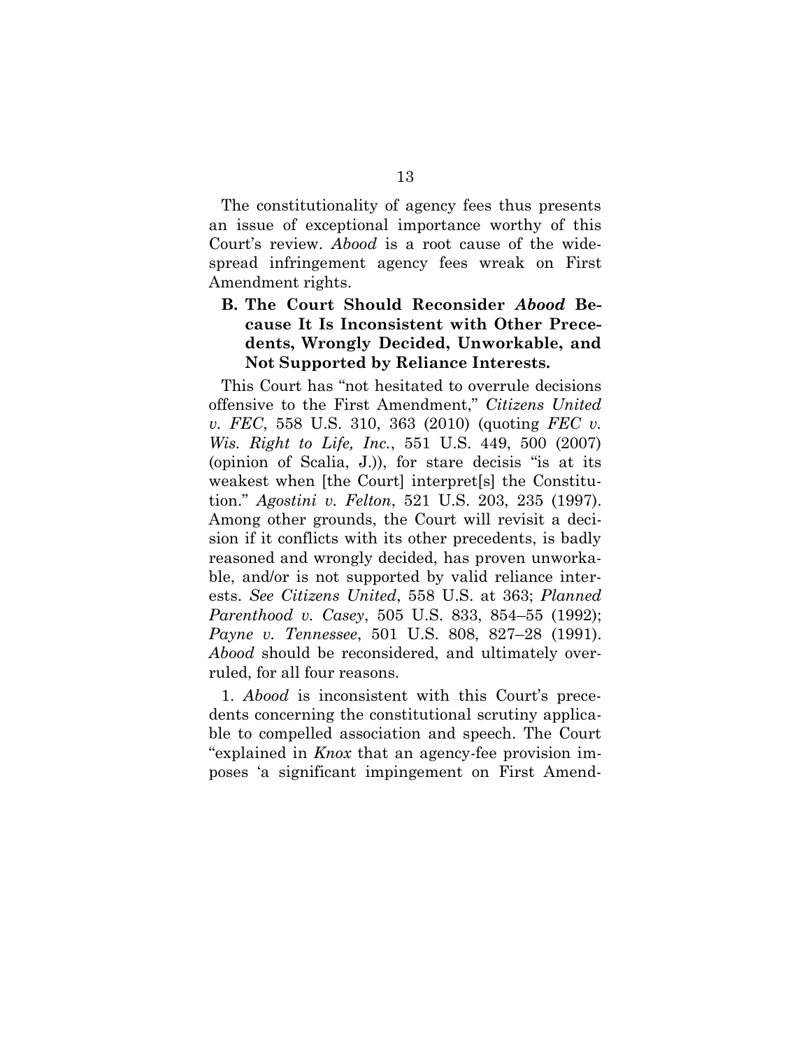The constitutionality of agency fees thus presents an issue of exceptional importance worthy of this Court's review. *Abood* is a root cause of the widespread infringement agency fees wreak on First Amendment rights.

### B. The Court Should Reconsider *Abood* Because It Is Inconsistent with Other Precedents, Wrongly Decided, Unworkable, and Not Supported by Reliance Interests.

This Court has "not hesitated to overrule decisions offensive to the First Amendment," *Citizens United v. FEC*, 558 U.S. 310, 363 (2010) (quoting *FEC v. Wis. Right to Life, Inc.*, 551 U.S. 449, 500 (2007) (opinion of Scalia, J.)), for stare decisis "is at its weakest when [the Court] interpret[s] the Constitution." *Agostini v. Felton*, 521 U.S. 203, 235 (1997). Among other grounds, the Court will revisit a decision if it conflicts with its other precedents, is badly reasoned and wrongly decided, has proven unworkable, and/or is not supported by valid reliance interests. *See Citizens United*, 558 U.S. at 363; *Planned Parenthood v. Casey*, 505 U.S. 833, 854–55 (1992); *Payne v. Tennessee*, 501 U.S. 808, 827–28 (1991). *Abood* should be reconsidered, and ultimately overruled, for all four reasons.

1. *Abood* is inconsistent with this Court's precedents concerning the constitutional scrutiny applicable to compelled association and speech. The Court "explained in *Knox* that an agency-fee provision imposes 'a significant impingement on First Amend-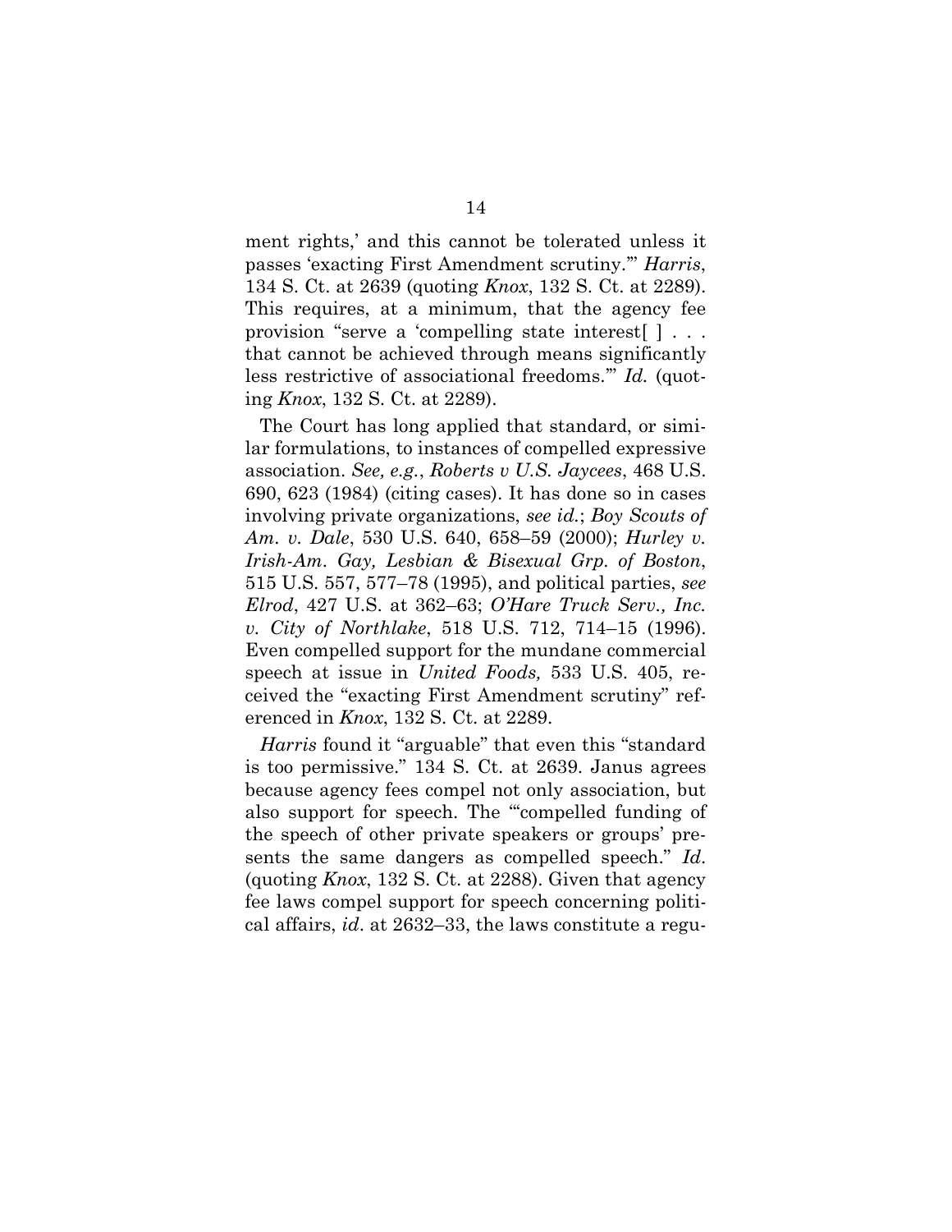ment rights,' and this cannot be tolerated unless it passes 'exacting First Amendment scrutiny.'" *Harris*, 134 S. Ct. at 2639 (quoting *Knox*, 132 S. Ct. at 2289). This requires, at a minimum, that the agency fee provision "serve a 'compelling state interest[ ] . . . that cannot be achieved through means significantly less restrictive of associational freedoms.'" *Id.* (quoting *Knox*, 132 S. Ct. at 2289).

The Court has long applied that standard, or similar formulations, to instances of compelled expressive association. *See, e.g.*, *Roberts v U.S. Jaycees*, 468 U.S. 690, 623 (1984) (citing cases). It has done so in cases involving private organizations, *see id.*; *Boy Scouts of Am. v. Dale*, 530 U.S. 640, 658–59 (2000); *Hurley v. Irish-Am. Gay, Lesbian & Bisexual Grp. of Boston*, 515 U.S. 557, 577–78 (1995), and political parties, *see Elrod*, 427 U.S. at 362–63; *O'Hare Truck Serv., Inc. v. City of Northlake*, 518 U.S. 712, 714–15 (1996). Even compelled support for the mundane commercial speech at issue in *United Foods,* 533 U.S. 405, received the "exacting First Amendment scrutiny" referenced in *Knox*, 132 S. Ct. at 2289.

*Harris* found it "arguable" that even this "standard is too permissive." 134 S. Ct. at 2639. Janus agrees because agency fees compel not only association, but also support for speech. The "'compelled funding of the speech of other private speakers or groups' presents the same dangers as compelled speech." *Id.* (quoting *Knox*, 132 S. Ct. at 2288). Given that agency fee laws compel support for speech concerning political affairs, *id*. at 2632–33, the laws constitute a regu-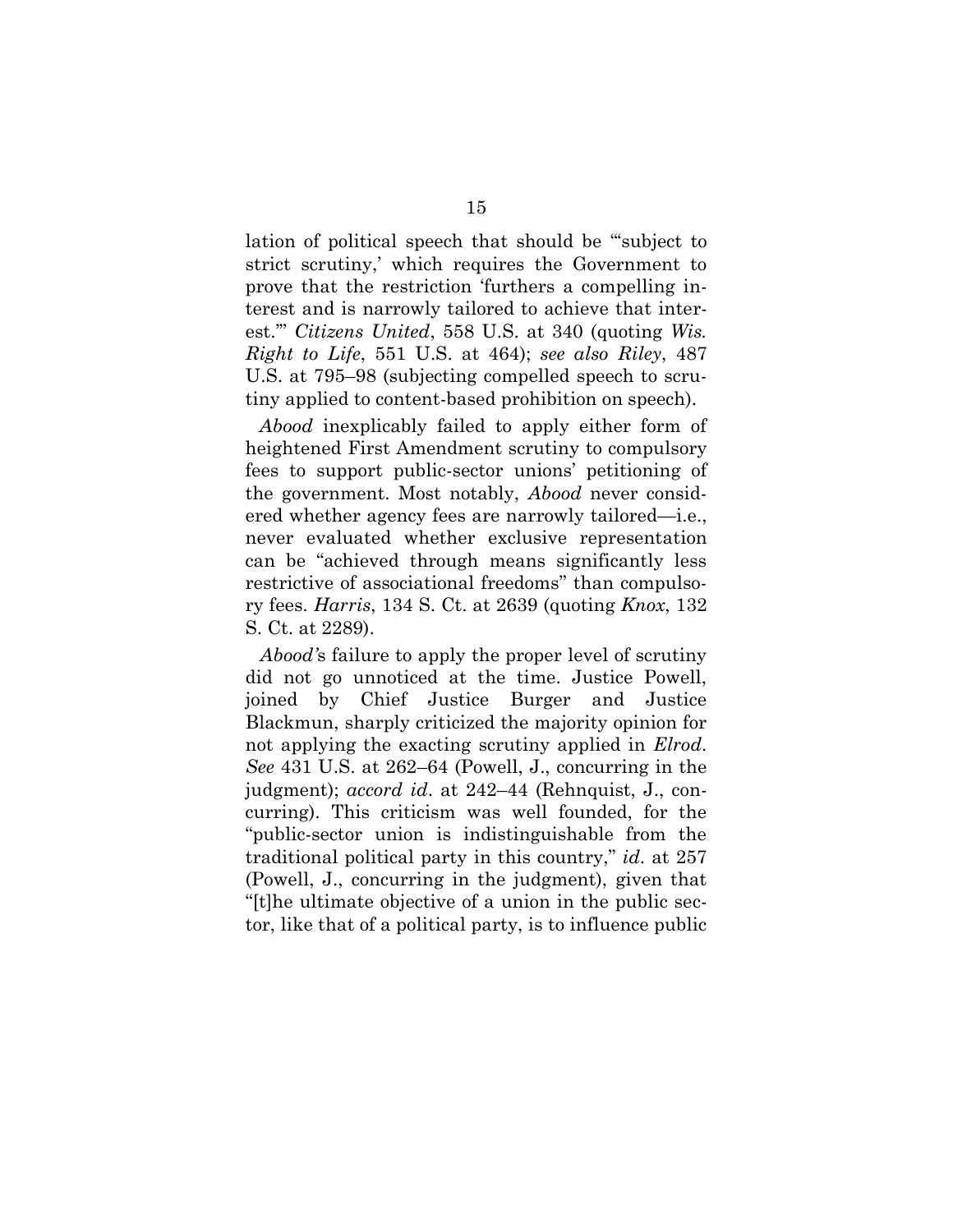lation of political speech that should be "'subject to strict scrutiny,' which requires the Government to prove that the restriction 'furthers a compelling interest and is narrowly tailored to achieve that interest.'" *Citizens United*, 558 U.S. at 340 (quoting *Wis. Right to Life*, 551 U.S. at 464); *see also Riley*, 487 U.S. at 795–98 (subjecting compelled speech to scrutiny applied to content-based prohibition on speech).

*Abood* inexplicably failed to apply either form of heightened First Amendment scrutiny to compulsory fees to support public-sector unions' petitioning of the government. Most notably, *Abood* never considered whether agency fees are narrowly tailored—i.e., never evaluated whether exclusive representation can be "achieved through means significantly less restrictive of associational freedoms" than compulsory fees. *Harris*, 134 S. Ct. at 2639 (quoting *Knox*, 132 S. Ct. at 2289).

*Abood's* failure to apply the proper level of scrutiny did not go unnoticed at the time. Justice Powell, joined by Chief Justice Burger and Justice Blackmun, sharply criticized the majority opinion for not applying the exacting scrutiny applied in *Elrod*. *See* 431 U.S. at 262–64 (Powell, J., concurring in the judgment); *accord id*. at 242–44 (Rehnquist, J., concurring). This criticism was well founded, for the "public-sector union is indistinguishable from the traditional political party in this country," *id*. at 257 (Powell, J., concurring in the judgment), given that "[t]he ultimate objective of a union in the public sector, like that of a political party, is to influence public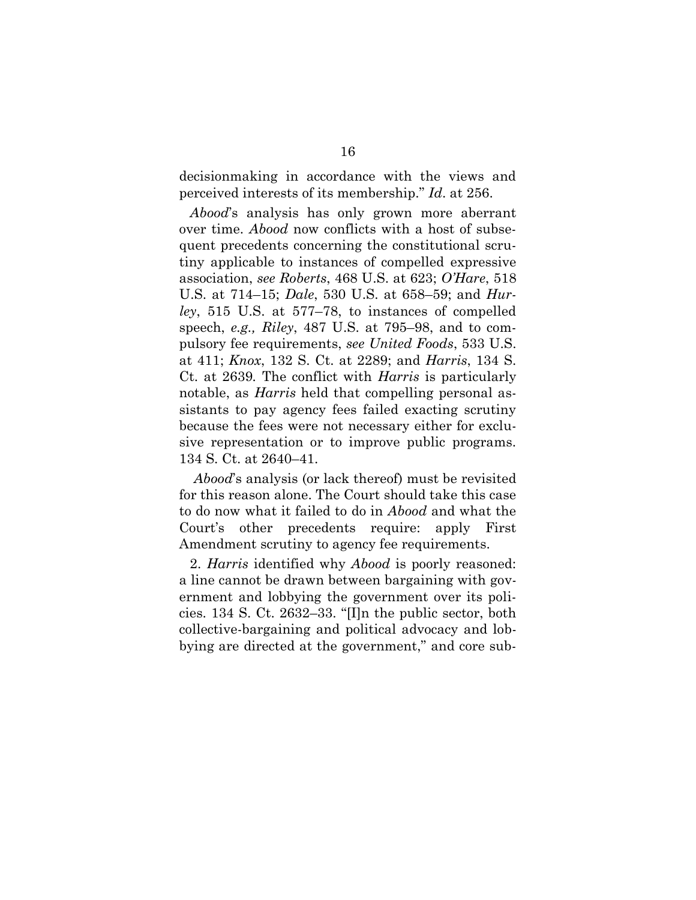decisionmaking in accordance with the views and perceived interests of its membership." *Id*. at 256.

*Abood*'s analysis has only grown more aberrant over time. *Abood* now conflicts with a host of subsequent precedents concerning the constitutional scrutiny applicable to instances of compelled expressive association, *see Roberts*, 468 U.S. at 623; *O'Hare*, 518 U.S. at 714–15; *Dale*, 530 U.S. at 658–59; and *Hurley*, 515 U.S. at 577–78, to instances of compelled speech, *e.g., Riley*, 487 U.S. at 795–98, and to compulsory fee requirements, *see United Foods*, 533 U.S. at 411; *Knox*, 132 S. Ct. at 2289; and *Harris*, 134 S. Ct. at 2639. The conflict with *Harris* is particularly notable, as *Harris* held that compelling personal assistants to pay agency fees failed exacting scrutiny because the fees were not necessary either for exclusive representation or to improve public programs. 134 S. Ct. at 2640–41.

*Abood*'s analysis (or lack thereof) must be revisited for this reason alone. The Court should take this case to do now what it failed to do in *Abood* and what the Court's other precedents require: apply First Amendment scrutiny to agency fee requirements.

2. *Harris* identified why *Abood* is poorly reasoned: a line cannot be drawn between bargaining with government and lobbying the government over its policies. 134 S. Ct. 2632–33. "[I]n the public sector, both collective-bargaining and political advocacy and lobbying are directed at the government," and core sub-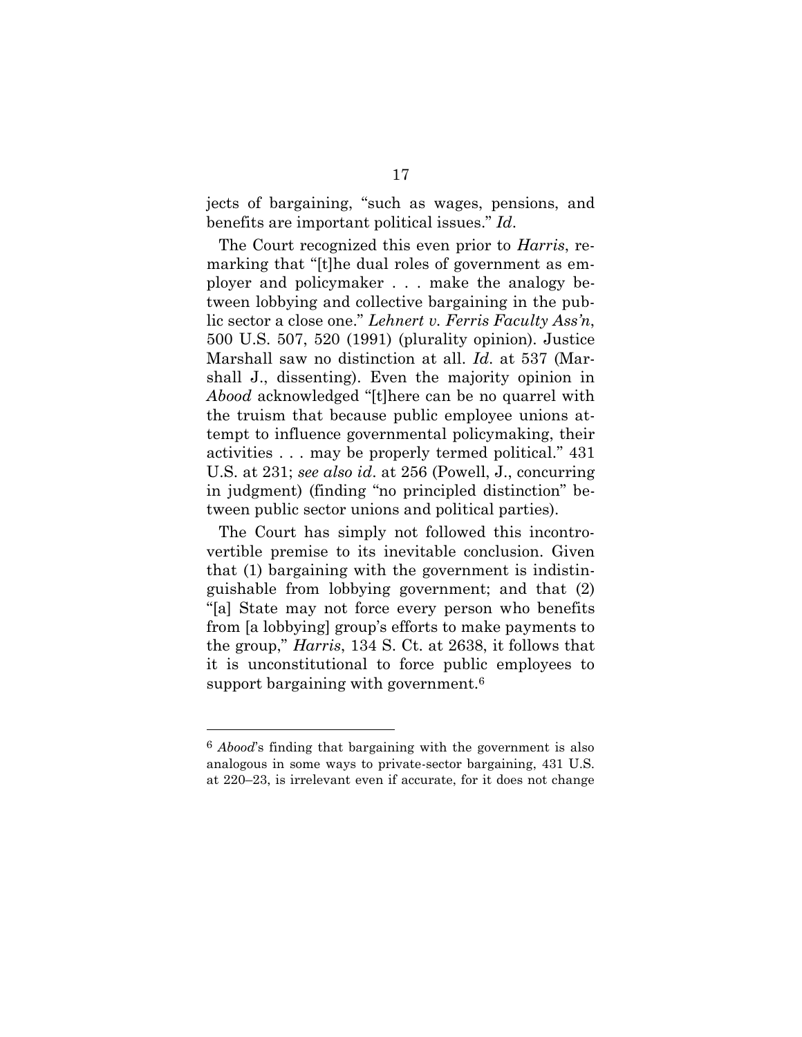jects of bargaining, "such as wages, pensions, and benefits are important political issues." *Id*.

The Court recognized this even prior to *Harris*, remarking that "[t]he dual roles of government as employer and policymaker . . . make the analogy between lobbying and collective bargaining in the public sector a close one." *Lehnert v. Ferris Faculty Ass'n*, 500 U.S. 507, 520 (1991) (plurality opinion). Justice Marshall saw no distinction at all. *Id*. at 537 (Marshall J., dissenting). Even the majority opinion in *Abood* acknowledged "[t]here can be no quarrel with the truism that because public employee unions attempt to influence governmental policymaking, their activities . . . may be properly termed political." 431 U.S. at 231; *see also id*. at 256 (Powell, J., concurring in judgment) (finding "no principled distinction" between public sector unions and political parties).

The Court has simply not followed this incontrovertible premise to its inevitable conclusion. Given that (1) bargaining with the government is indistinguishable from lobbying government; and that (2) "[a] State may not force every person who benefits from [a lobbying] group's efforts to make payments to the group," *Harris*, 134 S. Ct. at 2638, it follows that it is unconstitutional to force public employees to support bargaining with government.[6]

---

[6] *Abood*'s finding that bargaining with the government is also analogous in some ways to private-sector bargaining, 431 U.S. at 220–23, is irrelevant even if accurate, for it does not change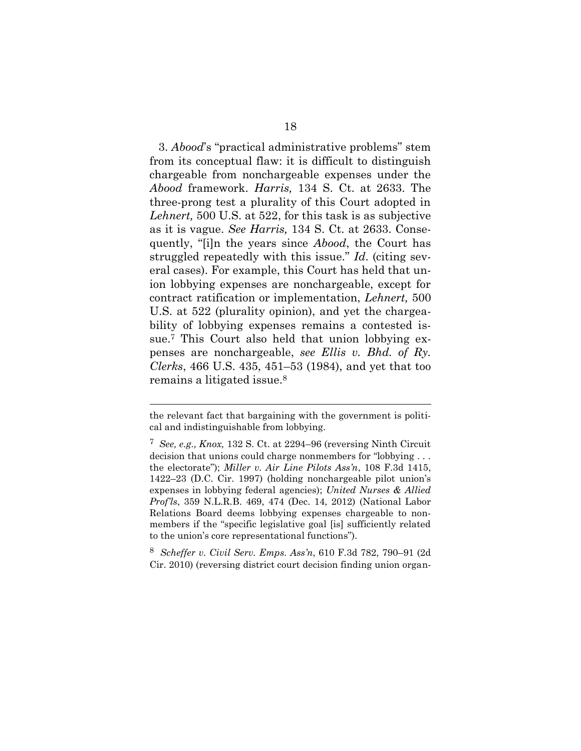3. *Abood*'s "practical administrative problems" stem from its conceptual flaw: it is difficult to distinguish chargeable from nonchargeable expenses under the *Abood* framework. *Harris,* 134 S. Ct. at 2633. The three-prong test a plurality of this Court adopted in *Lehnert,* 500 U.S. at 522, for this task is as subjective as it is vague. *See Harris,* 134 S. Ct. at 2633. Consequently, "[i]n the years since *Abood*, the Court has struggled repeatedly with this issue." *Id.* (citing several cases). For example, this Court has held that union lobbying expenses are nonchargeable, except for contract ratification or implementation, *Lehnert,* 500 U.S. at 522 (plurality opinion), and yet the chargeability of lobbying expenses remains a contested issue.[7] This Court also held that union lobbying expenses are nonchargeable, *see Ellis v. Bhd. of Ry. Clerks*, 466 U.S. 435, 451–53 (1984), and yet that too remains a litigated issue.[8]

---

the relevant fact that bargaining with the government is political and indistinguishable from lobbying.

[7] *See, e.g., Knox,* 132 S. Ct. at 2294–96 (reversing Ninth Circuit decision that unions could charge nonmembers for "lobbying . . . the electorate"); *Miller v. Air Line Pilots Ass'n*, 108 F.3d 1415, 1422–23 (D.C. Cir. 1997) (holding nonchargeable pilot union's expenses in lobbying federal agencies); *United Nurses & Allied Prof'ls*, 359 N.L.R.B. 469, 474 (Dec. 14, 2012) (National Labor Relations Board deems lobbying expenses chargeable to nonmembers if the "specific legislative goal [is] sufficiently related to the union's core representational functions").

[8] *Scheffer v. Civil Serv. Emps. Ass'n*, 610 F.3d 782, 790–91 (2d Cir. 2010) (reversing district court decision finding union organ-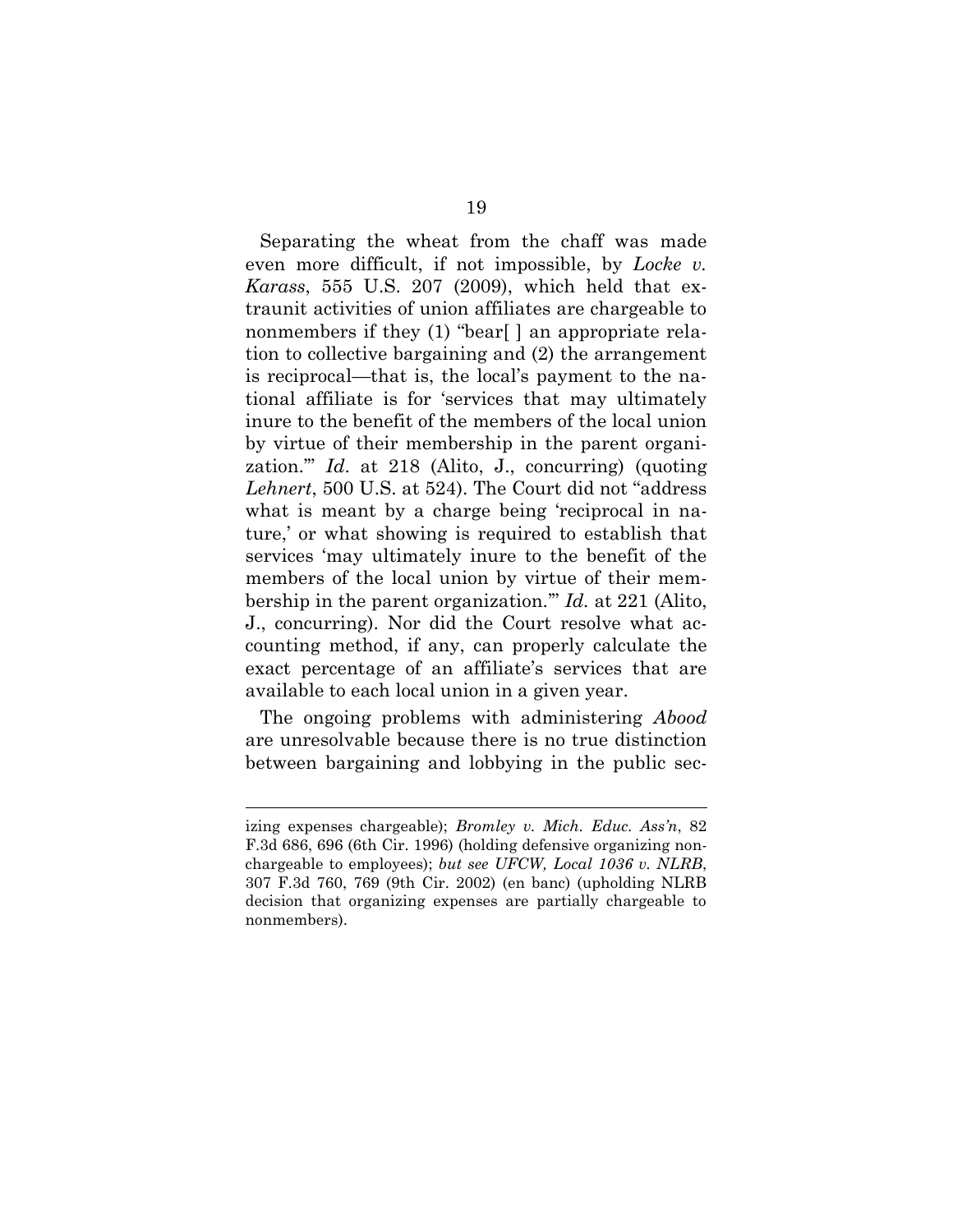Separating the wheat from the chaff was made even more difficult, if not impossible, by *Locke v. Karass*, 555 U.S. 207 (2009), which held that extraunit activities of union affiliates are chargeable to nonmembers if they (1) "bear[ ] an appropriate relation to collective bargaining and (2) the arrangement is reciprocal—that is, the local's payment to the national affiliate is for 'services that may ultimately inure to the benefit of the members of the local union by virtue of their membership in the parent organization.'" *Id.* at 218 (Alito, J., concurring) (quoting *Lehnert*, 500 U.S. at 524). The Court did not "address what is meant by a charge being 'reciprocal in nature,' or what showing is required to establish that services 'may ultimately inure to the benefit of the members of the local union by virtue of their membership in the parent organization.'" *Id.* at 221 (Alito, J., concurring). Nor did the Court resolve what accounting method, if any, can properly calculate the exact percentage of an affiliate's services that are available to each local union in a given year.

The ongoing problems with administering *Abood* are unresolvable because there is no true distinction between bargaining and lobbying in the public sec-

izing expenses chargeable); *Bromley v. Mich. Educ. Ass'n*, 82 F.3d 686, 696 (6th Cir. 1996) (holding defensive organizing nonchargeable to employees); *but see UFCW, Local 1036 v. NLRB*, 307 F.3d 760, 769 (9th Cir. 2002) (en banc) (upholding NLRB decision that organizing expenses are partially chargeable to nonmembers).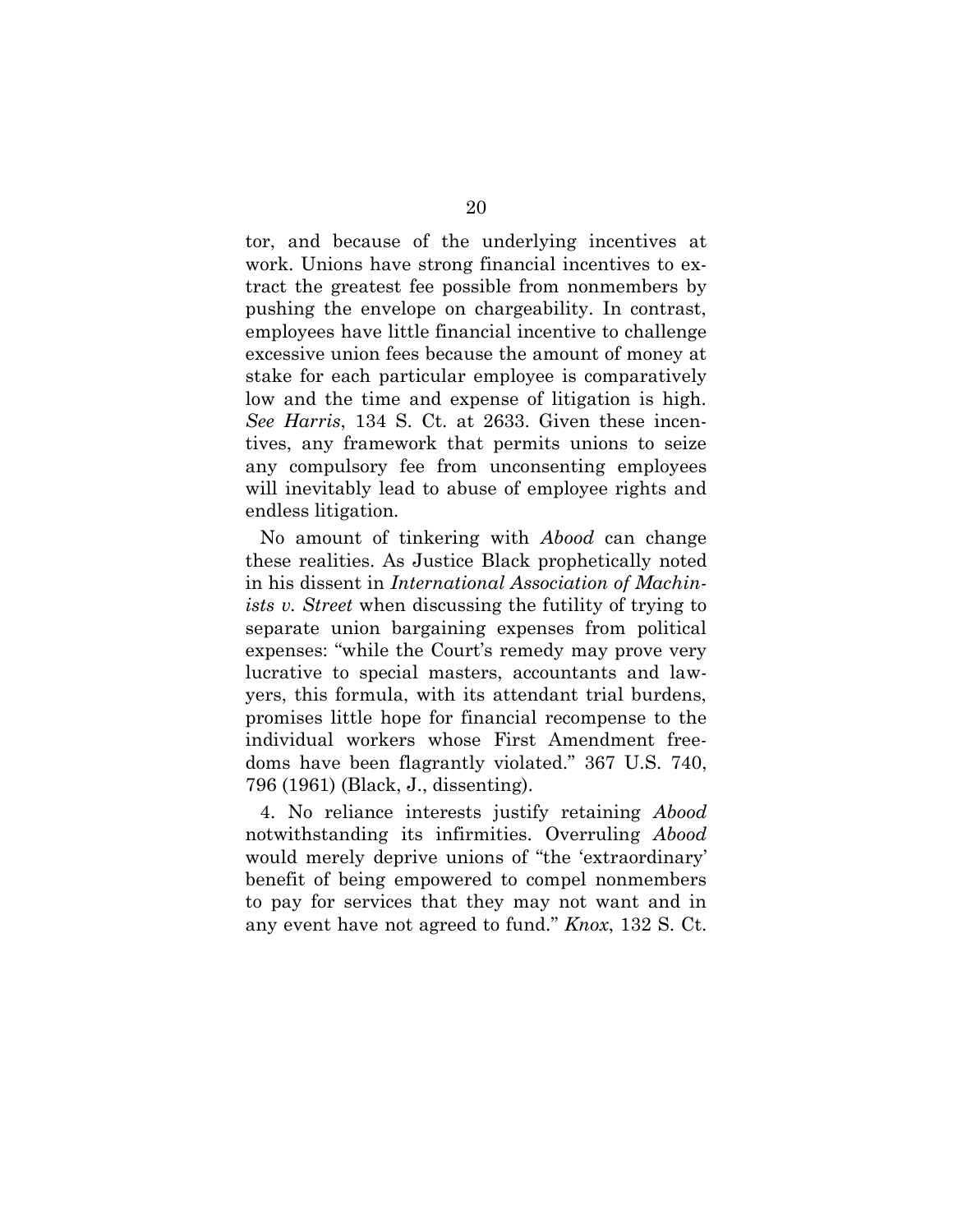tor, and because of the underlying incentives at work. Unions have strong financial incentives to extract the greatest fee possible from nonmembers by pushing the envelope on chargeability. In contrast, employees have little financial incentive to challenge excessive union fees because the amount of money at stake for each particular employee is comparatively low and the time and expense of litigation is high. *See Harris*, 134 S. Ct. at 2633. Given these incentives, any framework that permits unions to seize any compulsory fee from unconsenting employees will inevitably lead to abuse of employee rights and endless litigation.

No amount of tinkering with *Abood* can change these realities. As Justice Black prophetically noted in his dissent in *International Association of Machinists v. Street* when discussing the futility of trying to separate union bargaining expenses from political expenses: "while the Court's remedy may prove very lucrative to special masters, accountants and lawyers, this formula, with its attendant trial burdens, promises little hope for financial recompense to the individual workers whose First Amendment freedoms have been flagrantly violated." 367 U.S. 740, 796 (1961) (Black, J., dissenting).

4. No reliance interests justify retaining *Abood* notwithstanding its infirmities. Overruling *Abood* would merely deprive unions of "the 'extraordinary' benefit of being empowered to compel nonmembers to pay for services that they may not want and in any event have not agreed to fund." *Knox*, 132 S. Ct.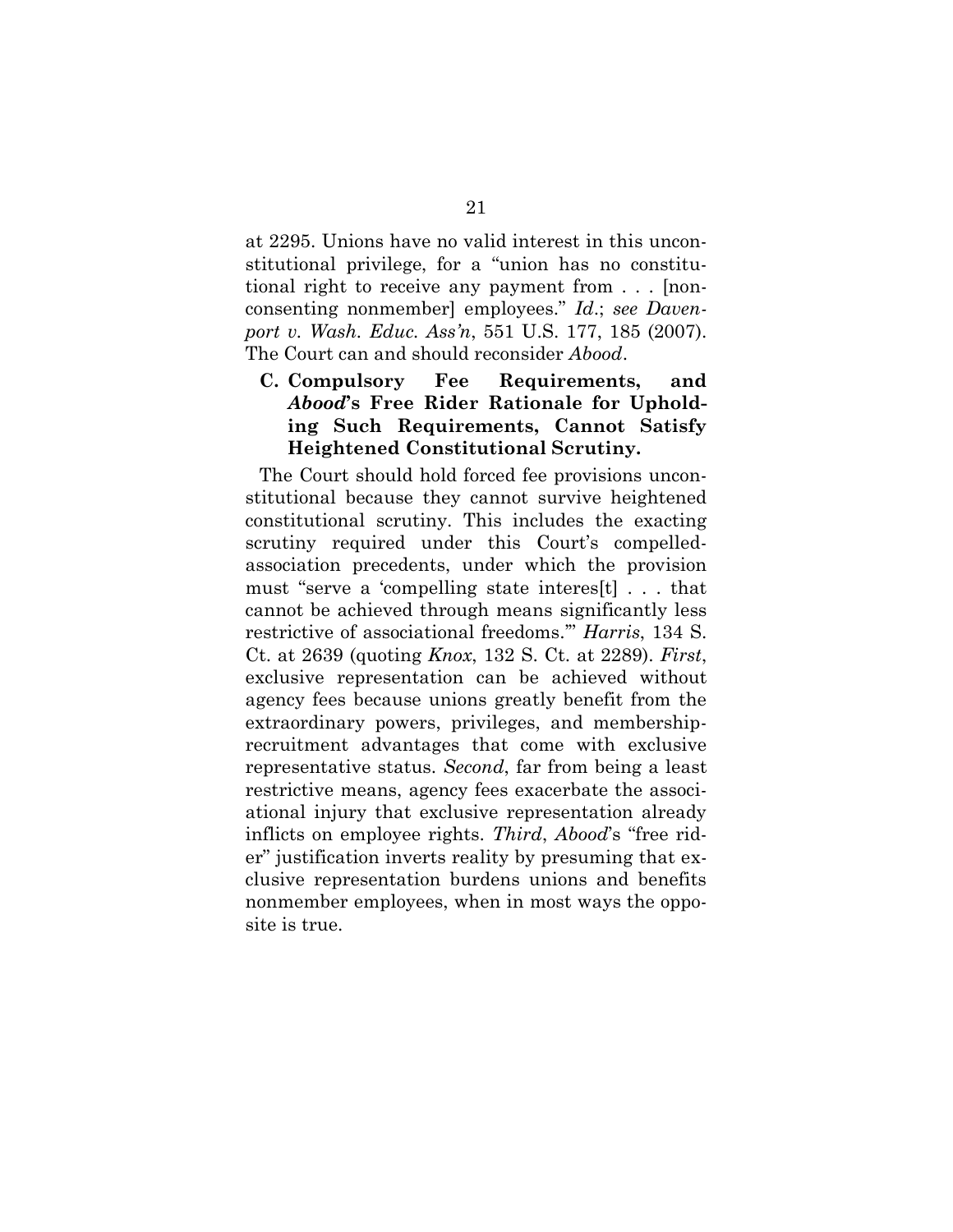at 2295. Unions have no valid interest in this unconstitutional privilege, for a "union has no constitutional right to receive any payment from . . . [nonconsenting nonmember] employees." *Id*.; *see Davenport v. Wash. Educ. Ass'n*, 551 U.S. 177, 185 (2007). The Court can and should reconsider *Abood*.

### C. Compulsory Fee Requirements, and *Abood*'s Free Rider Rationale for Upholding Such Requirements, Cannot Satisfy Heightened Constitutional Scrutiny.

The Court should hold forced fee provisions unconstitutional because they cannot survive heightened constitutional scrutiny. This includes the exacting scrutiny required under this Court's compelled-association precedents, under which the provision must "serve a 'compelling state interes[t] . . . that cannot be achieved through means significantly less restrictive of associational freedoms.'" *Harris*, 134 S. Ct. at 2639 (quoting *Knox*, 132 S. Ct. at 2289). *First*, exclusive representation can be achieved without agency fees because unions greatly benefit from the extraordinary powers, privileges, and membership-recruitment advantages that come with exclusive representative status. *Second*, far from being a least restrictive means, agency fees exacerbate the associational injury that exclusive representation already inflicts on employee rights. *Third*, *Abood*'s "free rider" justification inverts reality by presuming that exclusive representation burdens unions and benefits nonmember employees, when in most ways the opposite is true.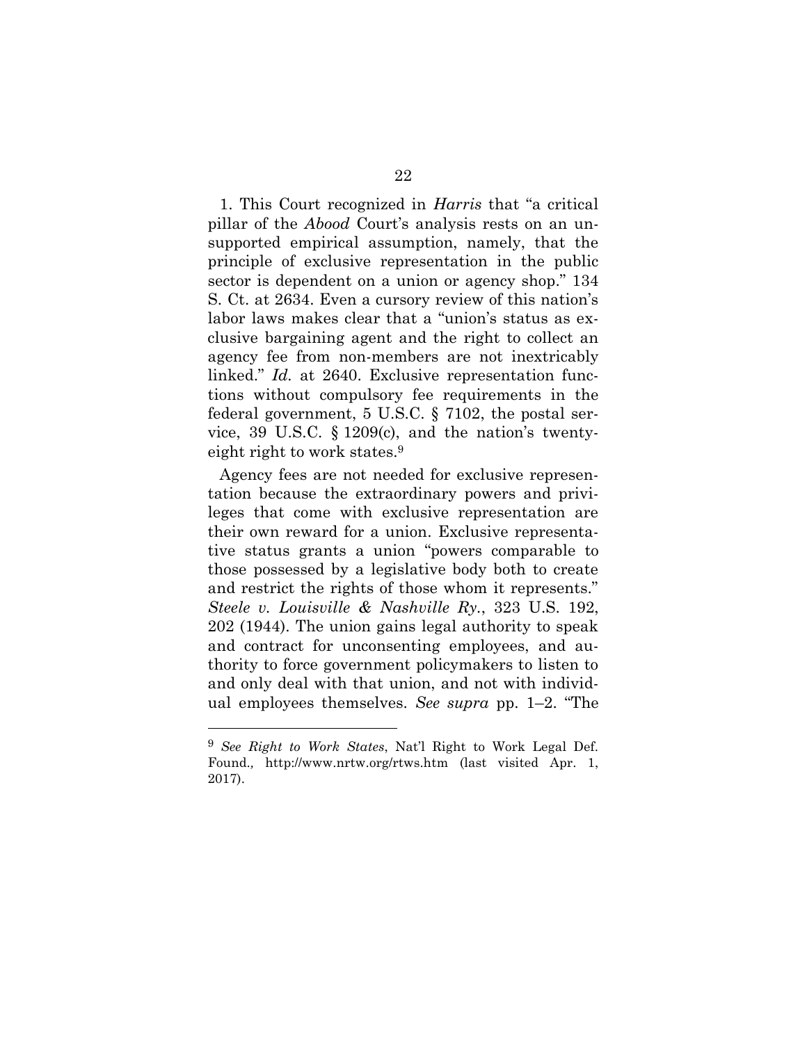1. This Court recognized in *Harris* that "a critical pillar of the *Abood* Court's analysis rests on an unsupported empirical assumption, namely, that the principle of exclusive representation in the public sector is dependent on a union or agency shop." 134 S. Ct. at 2634. Even a cursory review of this nation's labor laws makes clear that a "union's status as exclusive bargaining agent and the right to collect an agency fee from non-members are not inextricably linked." *Id.* at 2640. Exclusive representation functions without compulsory fee requirements in the federal government, 5 U.S.C. § 7102, the postal service, 39 U.S.C. § 1209(c), and the nation's twenty-eight right to work states.[9]

Agency fees are not needed for exclusive representation because the extraordinary powers and privileges that come with exclusive representation are their own reward for a union. Exclusive representative status grants a union "powers comparable to those possessed by a legislative body both to create and restrict the rights of those whom it represents." *Steele v. Louisville & Nashville Ry.*, 323 U.S. 192, 202 (1944). The union gains legal authority to speak and contract for unconsenting employees, and authority to force government policymakers to listen to and only deal with that union, and not with individual employees themselves. *See supra* pp. 1–2. "The

---

[9] *See Right to Work States*, Nat'l Right to Work Legal Def. Found., http://www.nrtw.org/rtws.htm (last visited Apr. 1, 2017).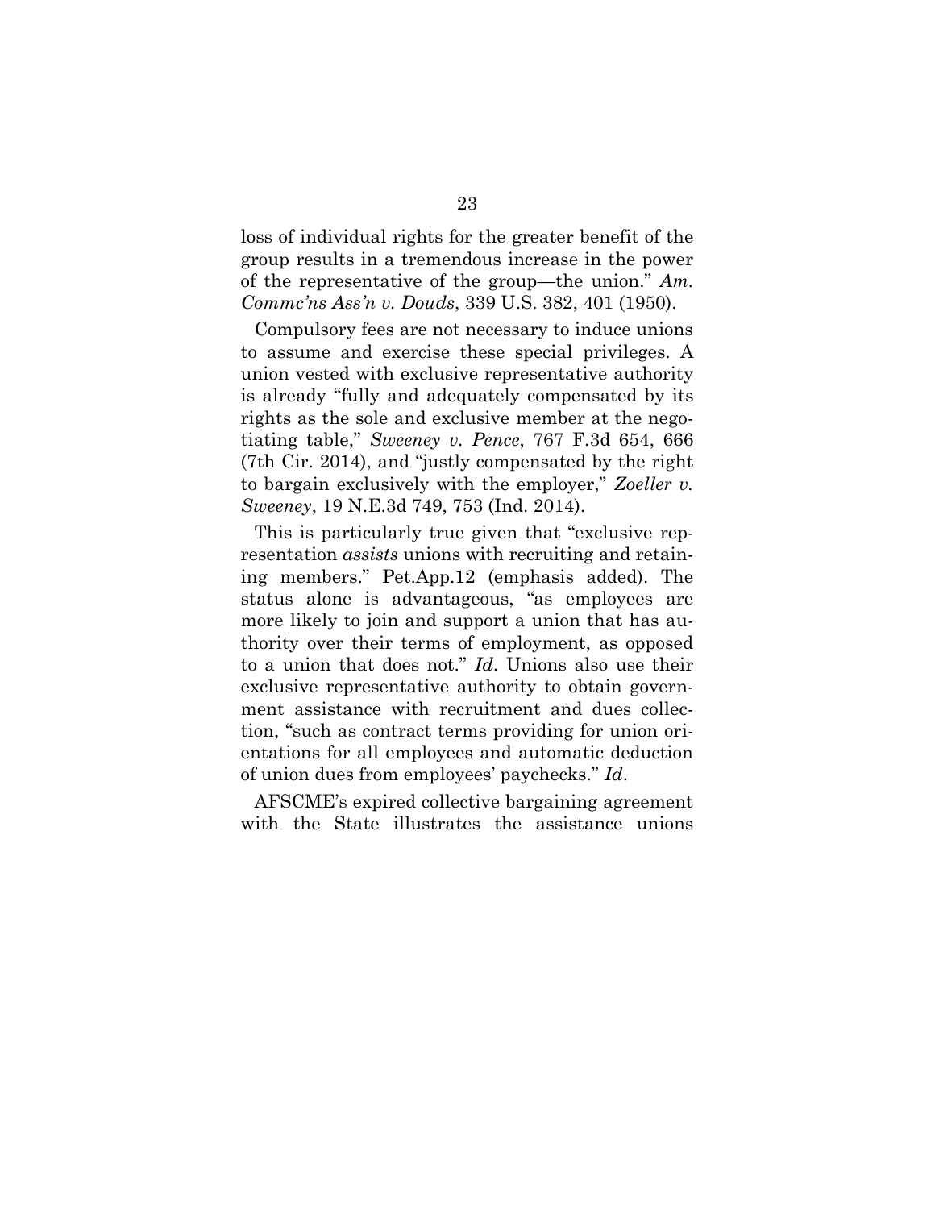loss of individual rights for the greater benefit of the group results in a tremendous increase in the power of the representative of the group—the union." *Am. Commc'ns Ass'n v. Douds*, 339 U.S. 382, 401 (1950).

Compulsory fees are not necessary to induce unions to assume and exercise these special privileges. A union vested with exclusive representative authority is already "fully and adequately compensated by its rights as the sole and exclusive member at the negotiating table," *Sweeney v. Pence*, 767 F.3d 654, 666 (7th Cir. 2014), and "justly compensated by the right to bargain exclusively with the employer," *Zoeller v. Sweeney*, 19 N.E.3d 749, 753 (Ind. 2014).

This is particularly true given that "exclusive representation *assists* unions with recruiting and retaining members." Pet.App.12 (emphasis added). The status alone is advantageous, "as employees are more likely to join and support a union that has authority over their terms of employment, as opposed to a union that does not." *Id*. Unions also use their exclusive representative authority to obtain government assistance with recruitment and dues collection, "such as contract terms providing for union orientations for all employees and automatic deduction of union dues from employees' paychecks." *Id*.

AFSCME's expired collective bargaining agreement with the State illustrates the assistance unions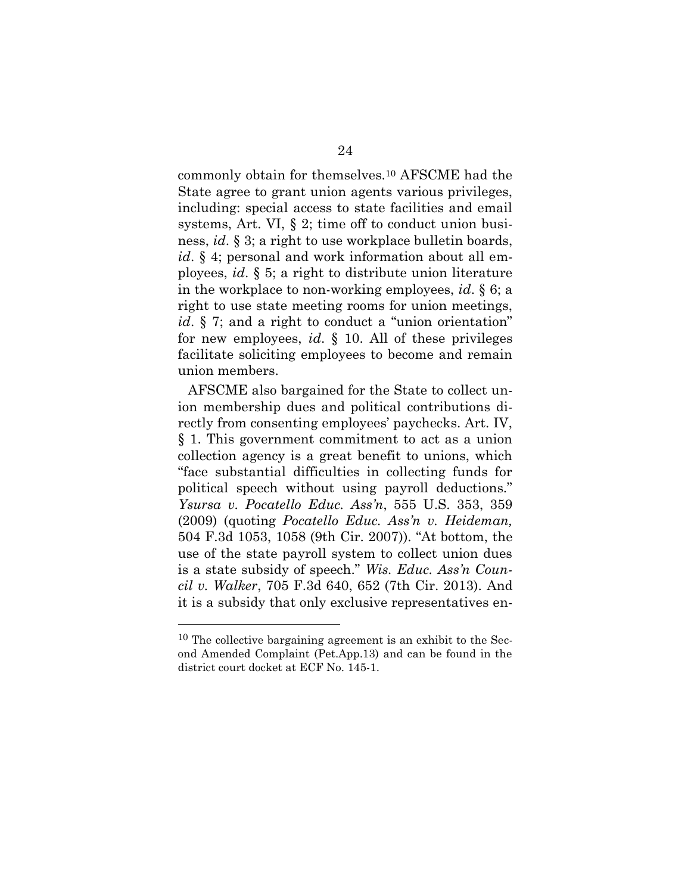commonly obtain for themselves.[10] AFSCME had the State agree to grant union agents various privileges, including: special access to state facilities and email systems, Art. VI, § 2; time off to conduct union business, *id*. § 3; a right to use workplace bulletin boards, *id*. § 4; personal and work information about all employees, *id*. § 5; a right to distribute union literature in the workplace to non-working employees, *id*. § 6; a right to use state meeting rooms for union meetings, *id*. § 7; and a right to conduct a "union orientation" for new employees, *id*. § 10. All of these privileges facilitate soliciting employees to become and remain union members.

AFSCME also bargained for the State to collect union membership dues and political contributions directly from consenting employees' paychecks. Art. IV, § 1. This government commitment to act as a union collection agency is a great benefit to unions, which "face substantial difficulties in collecting funds for political speech without using payroll deductions." *Ysursa v. Pocatello Educ. Ass'n*, 555 U.S. 353, 359 (2009) (quoting *Pocatello Educ. Ass'n v. Heideman,* 504 F.3d 1053, 1058 (9th Cir. 2007)). "At bottom, the use of the state payroll system to collect union dues is a state subsidy of speech." *Wis. Educ. Ass'n Council v. Walker*, 705 F.3d 640, 652 (7th Cir. 2013). And it is a subsidy that only exclusive representatives en-

---

[10] The collective bargaining agreement is an exhibit to the Second Amended Complaint (Pet.App.13) and can be found in the district court docket at ECF No. 145-1.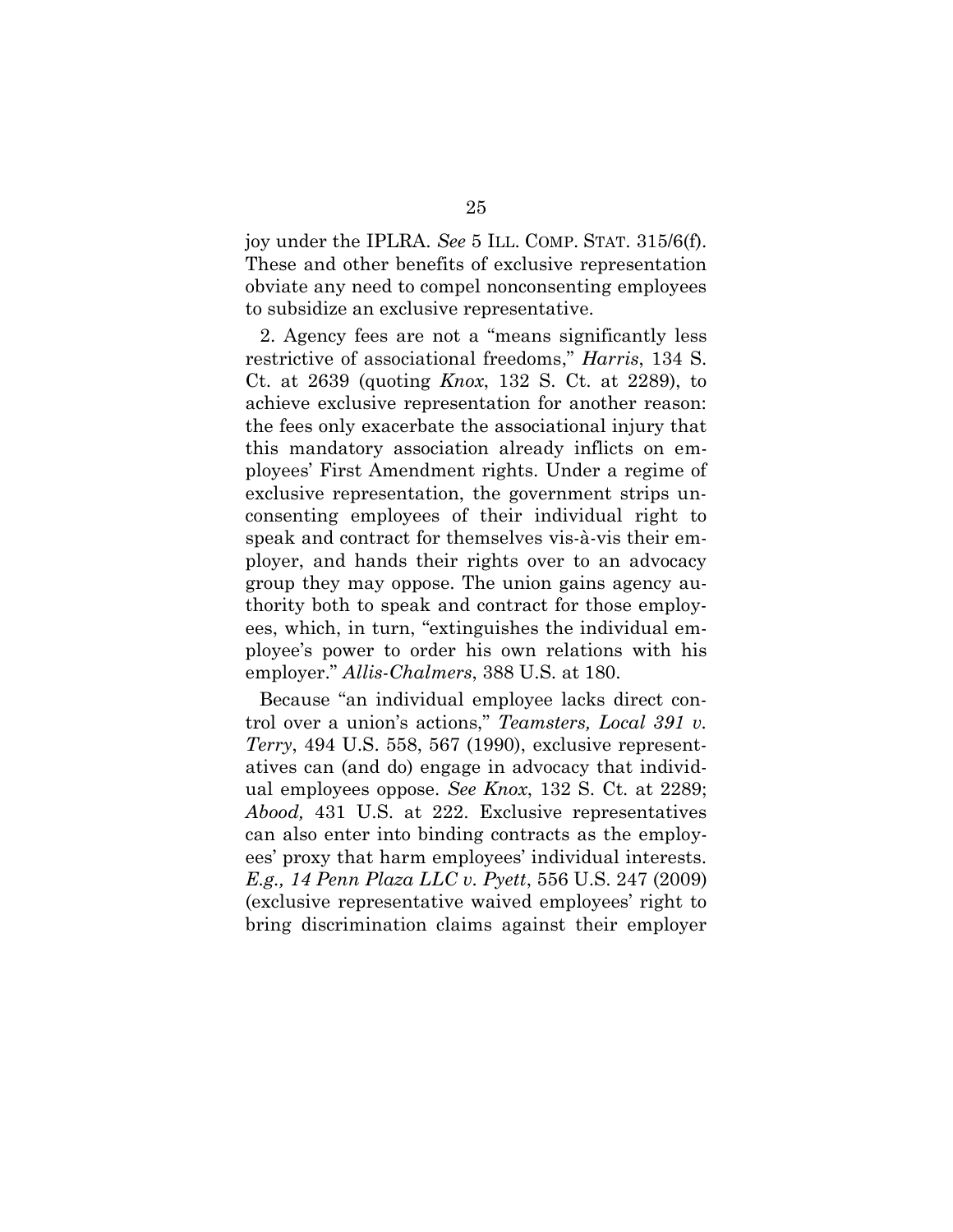joy under the IPLRA. *See* 5 ILL. COMP. STAT. 315/6(f). These and other benefits of exclusive representation obviate any need to compel nonconsenting employees to subsidize an exclusive representative.

2. Agency fees are not a "means significantly less restrictive of associational freedoms," *Harris*, 134 S. Ct. at 2639 (quoting *Knox*, 132 S. Ct. at 2289), to achieve exclusive representation for another reason: the fees only exacerbate the associational injury that this mandatory association already inflicts on employees' First Amendment rights. Under a regime of exclusive representation, the government strips unconsenting employees of their individual right to speak and contract for themselves vis-à-vis their employer, and hands their rights over to an advocacy group they may oppose. The union gains agency authority both to speak and contract for those employees, which, in turn, "extinguishes the individual employee's power to order his own relations with his employer." *Allis-Chalmers*, 388 U.S. at 180.

Because "an individual employee lacks direct control over a union's actions," *Teamsters, Local 391 v. Terry*, 494 U.S. 558, 567 (1990), exclusive representatives can (and do) engage in advocacy that individual employees oppose. *See Knox*, 132 S. Ct. at 2289; *Abood,* 431 U.S. at 222. Exclusive representatives can also enter into binding contracts as the employees' proxy that harm employees' individual interests. *E.g., 14 Penn Plaza LLC v. Pyett*, 556 U.S. 247 (2009) (exclusive representative waived employees' right to bring discrimination claims against their employer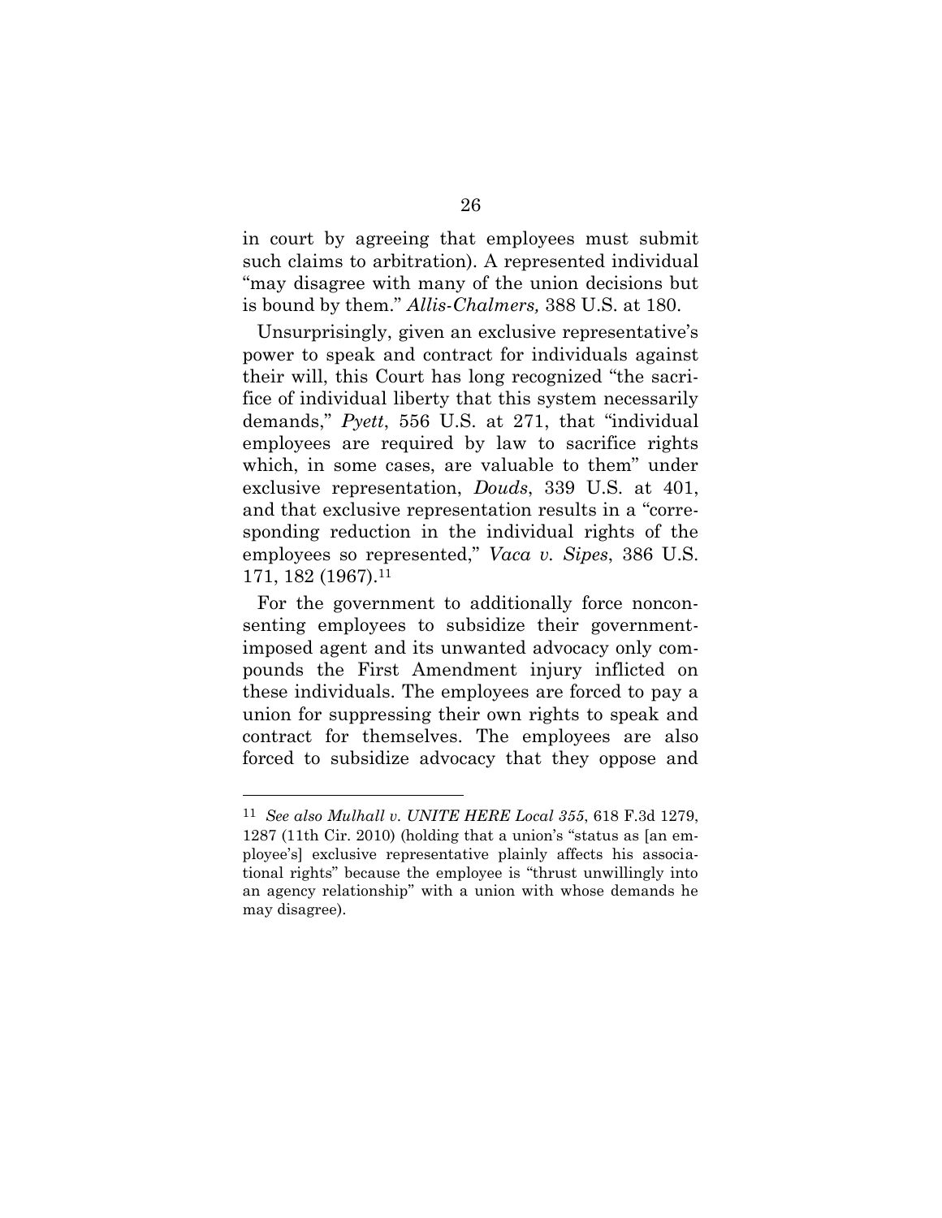in court by agreeing that employees must submit such claims to arbitration). A represented individual "may disagree with many of the union decisions but is bound by them." *Allis-Chalmers,* 388 U.S. at 180.

Unsurprisingly, given an exclusive representative's power to speak and contract for individuals against their will, this Court has long recognized "the sacrifice of individual liberty that this system necessarily demands," *Pyett*, 556 U.S. at 271, that "individual employees are required by law to sacrifice rights which, in some cases, are valuable to them" under exclusive representation, *Douds*, 339 U.S. at 401, and that exclusive representation results in a "corresponding reduction in the individual rights of the employees so represented," *Vaca v. Sipes*, 386 U.S. 171, 182 (1967).[11]

For the government to additionally force nonconsenting employees to subsidize their government-imposed agent and its unwanted advocacy only compounds the First Amendment injury inflicted on these individuals. The employees are forced to pay a union for suppressing their own rights to speak and contract for themselves. The employees are also forced to subsidize advocacy that they oppose and

---

[11] *See also Mulhall v. UNITE HERE Local 355*, 618 F.3d 1279, 1287 (11th Cir. 2010) (holding that a union's "status as [an employee's] exclusive representative plainly affects his associational rights" because the employee is "thrust unwillingly into an agency relationship" with a union with whose demands he may disagree).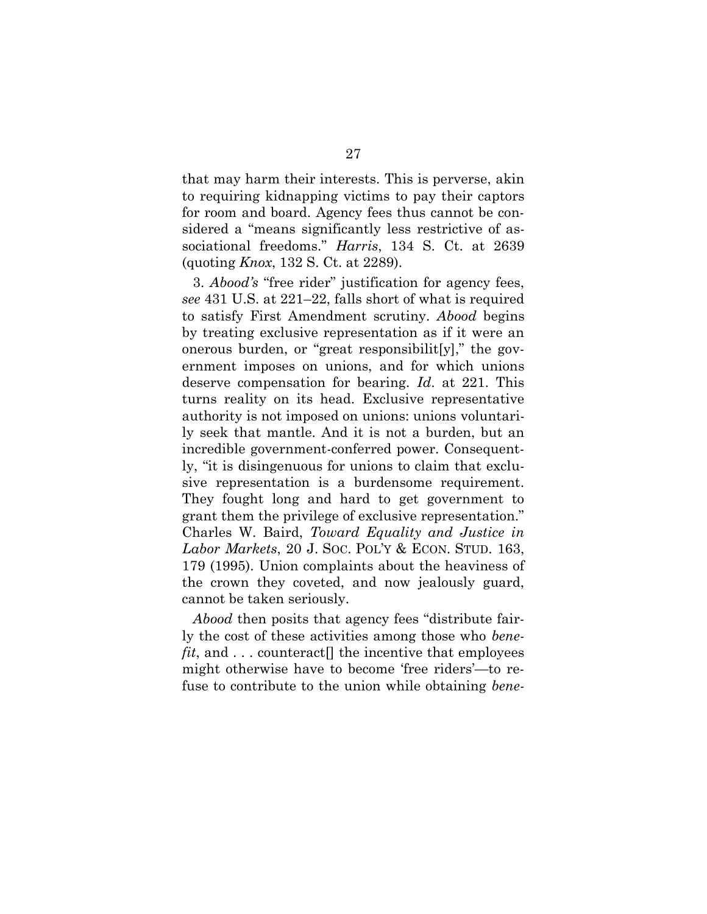that may harm their interests. This is perverse, akin to requiring kidnapping victims to pay their captors for room and board. Agency fees thus cannot be considered a "means significantly less restrictive of associational freedoms." *Harris*, 134 S. Ct. at 2639 (quoting *Knox*, 132 S. Ct. at 2289).

3. *Abood's* "free rider" justification for agency fees, *see* 431 U.S. at 221–22, falls short of what is required to satisfy First Amendment scrutiny. *Abood* begins by treating exclusive representation as if it were an onerous burden, or "great responsibilit[y]," the government imposes on unions, and for which unions deserve compensation for bearing. *Id.* at 221. This turns reality on its head. Exclusive representative authority is not imposed on unions: unions voluntarily seek that mantle. And it is not a burden, but an incredible government-conferred power. Consequently, "it is disingenuous for unions to claim that exclusive representation is a burdensome requirement. They fought long and hard to get government to grant them the privilege of exclusive representation." Charles W. Baird, *Toward Equality and Justice in Labor Markets*, 20 J. SOC. POL'Y & ECON. STUD. 163, 179 (1995). Union complaints about the heaviness of the crown they coveted, and now jealously guard, cannot be taken seriously.

*Abood* then posits that agency fees "distribute fairly the cost of these activities among those who *benefit*, and . . . counteract[] the incentive that employees might otherwise have to become 'free riders'—to refuse to contribute to the union while obtaining *bene-*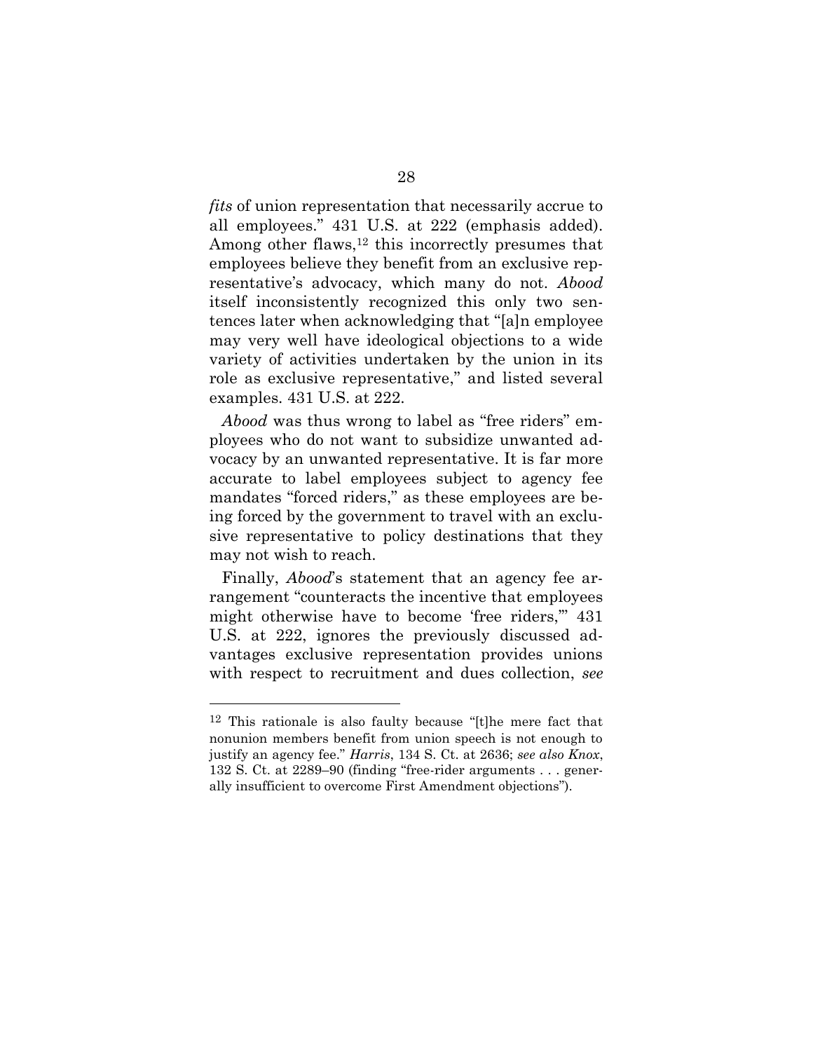*fits* of union representation that necessarily accrue to all employees." 431 U.S. at 222 (emphasis added). Among other flaws,[12] this incorrectly presumes that employees believe they benefit from an exclusive representative's advocacy, which many do not. *Abood* itself inconsistently recognized this only two sentences later when acknowledging that "[a]n employee may very well have ideological objections to a wide variety of activities undertaken by the union in its role as exclusive representative," and listed several examples. 431 U.S. at 222.

*Abood* was thus wrong to label as "free riders" employees who do not want to subsidize unwanted advocacy by an unwanted representative. It is far more accurate to label employees subject to agency fee mandates "forced riders," as these employees are being forced by the government to travel with an exclusive representative to policy destinations that they may not wish to reach.

Finally, *Abood*'s statement that an agency fee arrangement "counteracts the incentive that employees might otherwise have to become 'free riders,'" 431 U.S. at 222, ignores the previously discussed advantages exclusive representation provides unions with respect to recruitment and dues collection, *see*

---

[12] This rationale is also faulty because "[t]he mere fact that nonunion members benefit from union speech is not enough to justify an agency fee." *Harris*, 134 S. Ct. at 2636; *see also Knox*, 132 S. Ct. at 2289–90 (finding "free-rider arguments . . . generally insufficient to overcome First Amendment objections").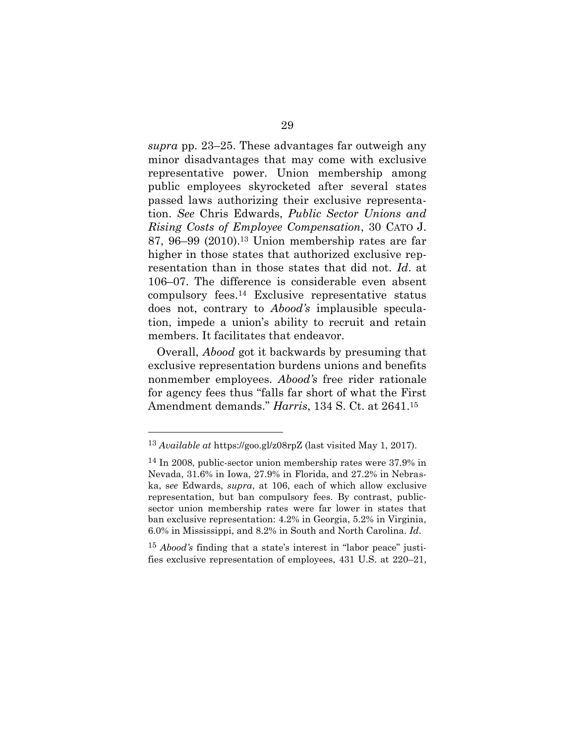*supra* pp. 23–25. These advantages far outweigh any minor disadvantages that may come with exclusive representative power. Union membership among public employees skyrocketed after several states passed laws authorizing their exclusive representation. *See* Chris Edwards, *Public Sector Unions and Rising Costs of Employee Compensation*, 30 CATO J. 87, 96–99 (2010).[13] Union membership rates are far higher in those states that authorized exclusive representation than in those states that did not. *Id*. at 106–07. The difference is considerable even absent compulsory fees.[14] Exclusive representative status does not, contrary to *Abood's* implausible speculation, impede a union's ability to recruit and retain members. It facilitates that endeavor.

Overall, *Abood* got it backwards by presuming that exclusive representation burdens unions and benefits nonmember employees. *Abood's* free rider rationale for agency fees thus "falls far short of what the First Amendment demands." *Harris*, 134 S. Ct. at 2641.[15]

---

[13] *Available at* https://goo.gl/z08rpZ (last visited May 1, 2017).

[14] In 2008, public-sector union membership rates were 37.9% in Nevada, 31.6% in Iowa, 27.9% in Florida, and 27.2% in Nebraska, s*ee* Edwards, *supra*, at 106, each of which allow exclusive representation, but ban compulsory fees. By contrast, public-sector union membership rates were far lower in states that ban exclusive representation: 4.2% in Georgia, 5.2% in Virginia, 6.0% in Mississippi, and 8.2% in South and North Carolina. *Id*.

[15] *Abood's* finding that a state's interest in "labor peace" justifies exclusive representation of employees, 431 U.S. at 220–21,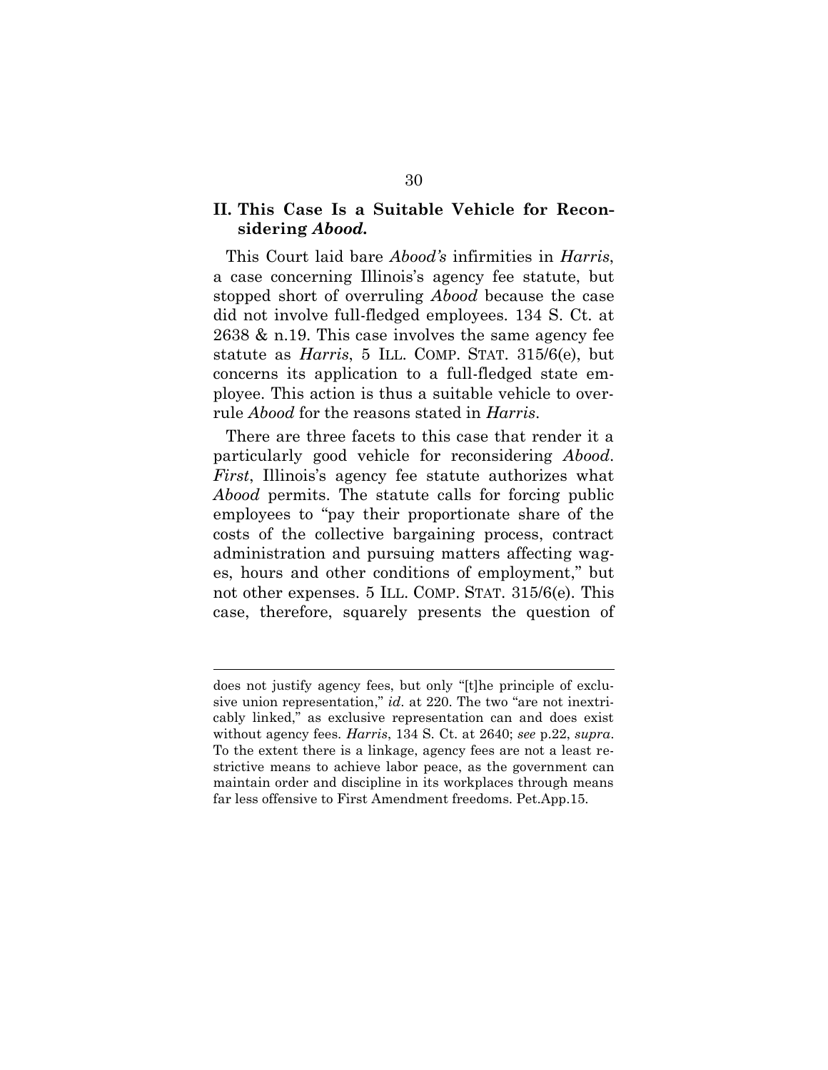## II. This Case Is a Suitable Vehicle for Reconsidering *Abood*.

This Court laid bare *Abood's* infirmities in *Harris*, a case concerning Illinois's agency fee statute, but stopped short of overruling *Abood* because the case did not involve full-fledged employees. 134 S. Ct. at 2638 & n.19. This case involves the same agency fee statute as *Harris*, 5 ILL. COMP. STAT. 315/6(e), but concerns its application to a full-fledged state employee. This action is thus a suitable vehicle to overrule *Abood* for the reasons stated in *Harris*.

There are three facets to this case that render it a particularly good vehicle for reconsidering *Abood*. *First*, Illinois's agency fee statute authorizes what *Abood* permits. The statute calls for forcing public employees to "pay their proportionate share of the costs of the collective bargaining process, contract administration and pursuing matters affecting wages, hours and other conditions of employment," but not other expenses. 5 ILL. COMP. STAT. 315/6(e). This case, therefore, squarely presents the question of

---

does not justify agency fees, but only "[t]he principle of exclusive union representation," *id*. at 220. The two "are not inextricably linked," as exclusive representation can and does exist without agency fees. *Harris*, 134 S. Ct. at 2640; *see* p.22, *supra*. To the extent there is a linkage, agency fees are not a least restrictive means to achieve labor peace, as the government can maintain order and discipline in its workplaces through means far less offensive to First Amendment freedoms. Pet.App.15.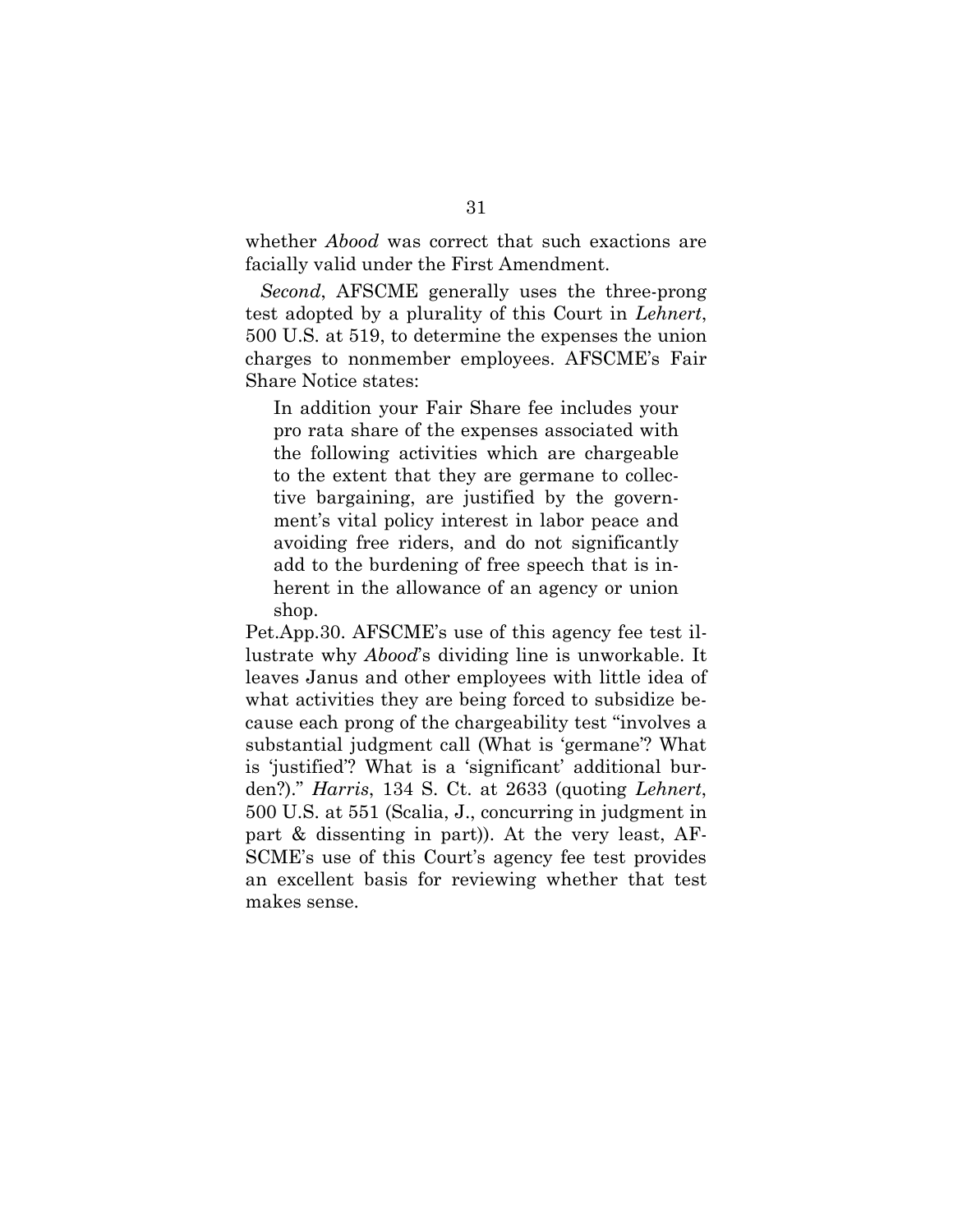whether *Abood* was correct that such exactions are facially valid under the First Amendment.

*Second*, AFSCME generally uses the three-prong test adopted by a plurality of this Court in *Lehnert*, 500 U.S. at 519, to determine the expenses the union charges to nonmember employees. AFSCME's Fair Share Notice states:

> In addition your Fair Share fee includes your pro rata share of the expenses associated with the following activities which are chargeable to the extent that they are germane to collective bargaining, are justified by the government's vital policy interest in labor peace and avoiding free riders, and do not significantly add to the burdening of free speech that is inherent in the allowance of an agency or union shop.

Pet.App.30. AFSCME's use of this agency fee test illustrate why *Abood*'s dividing line is unworkable. It leaves Janus and other employees with little idea of what activities they are being forced to subsidize because each prong of the chargeability test "involves a substantial judgment call (What is 'germane'? What is 'justified'? What is a 'significant' additional burden?)." *Harris*, 134 S. Ct. at 2633 (quoting *Lehnert*, 500 U.S. at 551 (Scalia, J., concurring in judgment in part & dissenting in part)). At the very least, AFSCME's use of this Court's agency fee test provides an excellent basis for reviewing whether that test makes sense.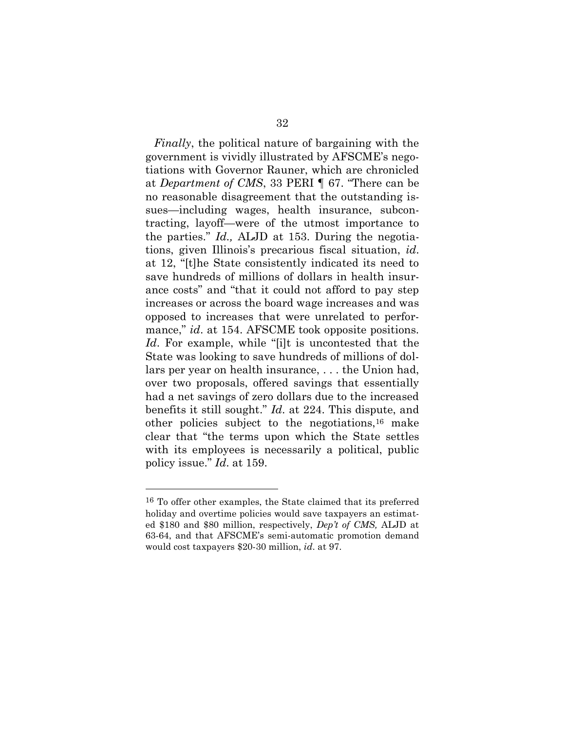*Finally*, the political nature of bargaining with the government is vividly illustrated by AFSCME's negotiations with Governor Rauner, which are chronicled at *Department of CMS*, 33 PERI ¶ 67. "There can be no reasonable disagreement that the outstanding issues—including wages, health insurance, subcontracting, layoff—were of the utmost importance to the parties." *Id.,* ALJD at 153. During the negotiations, given Illinois's precarious fiscal situation, *id*. at 12, "[t]he State consistently indicated its need to save hundreds of millions of dollars in health insurance costs" and "that it could not afford to pay step increases or across the board wage increases and was opposed to increases that were unrelated to performance," *id*. at 154. AFSCME took opposite positions. *Id*. For example, while "[i]t is uncontested that the State was looking to save hundreds of millions of dollars per year on health insurance, . . . the Union had, over two proposals, offered savings that essentially had a net savings of zero dollars due to the increased benefits it still sought." *Id*. at 224. This dispute, and other policies subject to the negotiations,[16] make clear that "the terms upon which the State settles with its employees is necessarily a political, public policy issue." *Id*. at 159.

---

[16] To offer other examples, the State claimed that its preferred holiday and overtime policies would save taxpayers an estimated $180 and $80 million, respectively, *Dep't of CMS,* ALJD at 63-64, and that AFSCME's semi-automatic promotion demand would cost taxpayers $20-30 million, *id*. at 97.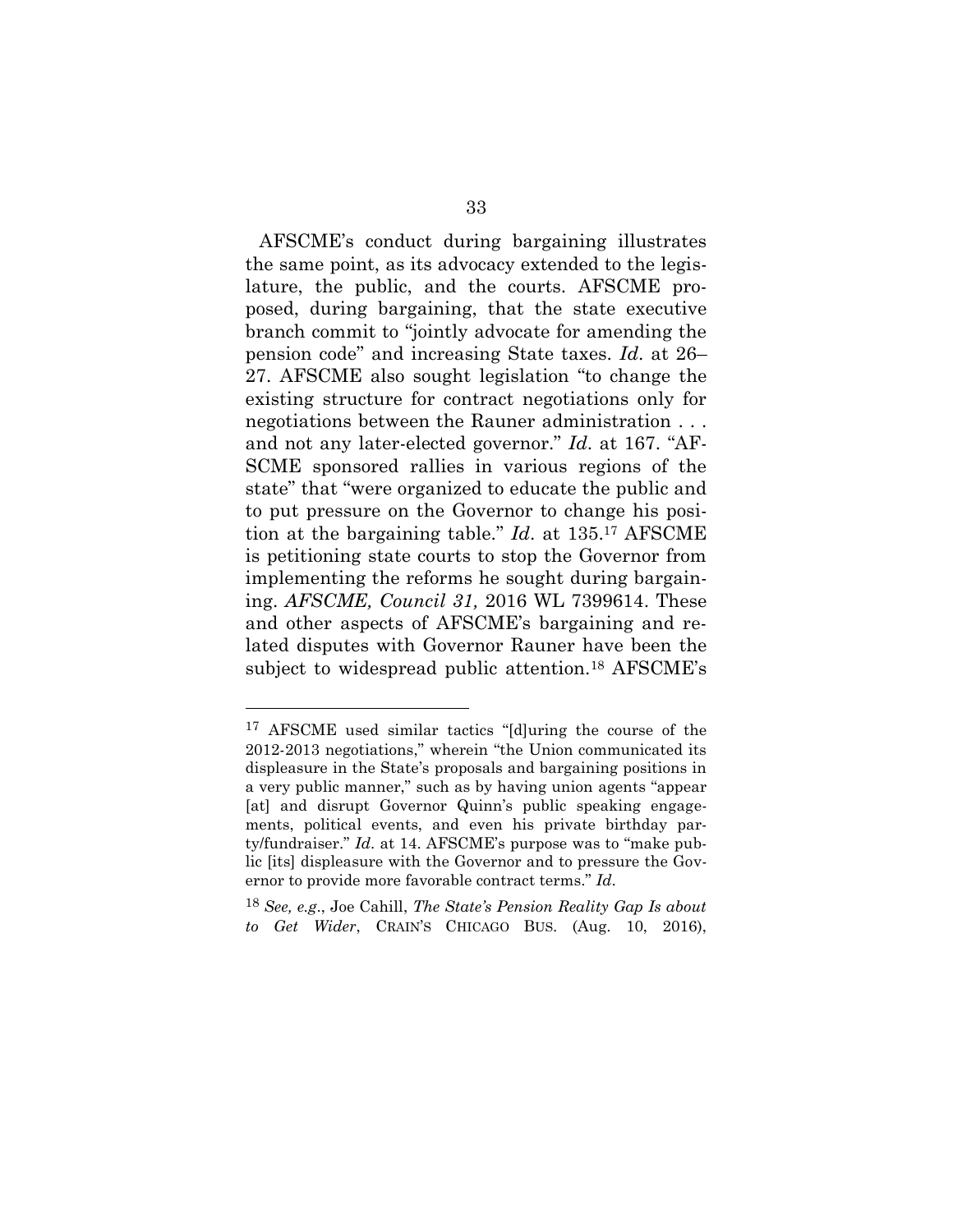AFSCME's conduct during bargaining illustrates the same point, as its advocacy extended to the legislature, the public, and the courts. AFSCME proposed, during bargaining, that the state executive branch commit to "jointly advocate for amending the pension code" and increasing State taxes. *Id.* at 26–27. AFSCME also sought legislation "to change the existing structure for contract negotiations only for negotiations between the Rauner administration . . . and not any later-elected governor." *Id.* at 167. "AFSCME sponsored rallies in various regions of the state" that "were organized to educate the public and to put pressure on the Governor to change his position at the bargaining table." *Id.* at 135.[17] AFSCME is petitioning state courts to stop the Governor from implementing the reforms he sought during bargaining. *AFSCME, Council 31,* 2016 WL 7399614. These and other aspects of AFSCME's bargaining and related disputes with Governor Rauner have been the subject to widespread public attention.[18] AFSCME's

---

[17] AFSCME used similar tactics "[d]uring the course of the 2012-2013 negotiations," wherein "the Union communicated its displeasure in the State's proposals and bargaining positions in a very public manner," such as by having union agents "appear [at] and disrupt Governor Quinn's public speaking engagements, political events, and even his private birthday party/fundraiser." *Id.* at 14. AFSCME's purpose was to "make public [its] displeasure with the Governor and to pressure the Governor to provide more favorable contract terms." *Id.*

[18] *See, e.g.*, Joe Cahill, *The State's Pension Reality Gap Is about to Get Wider*, CRAIN'S CHICAGO BUS. (Aug. 10, 2016),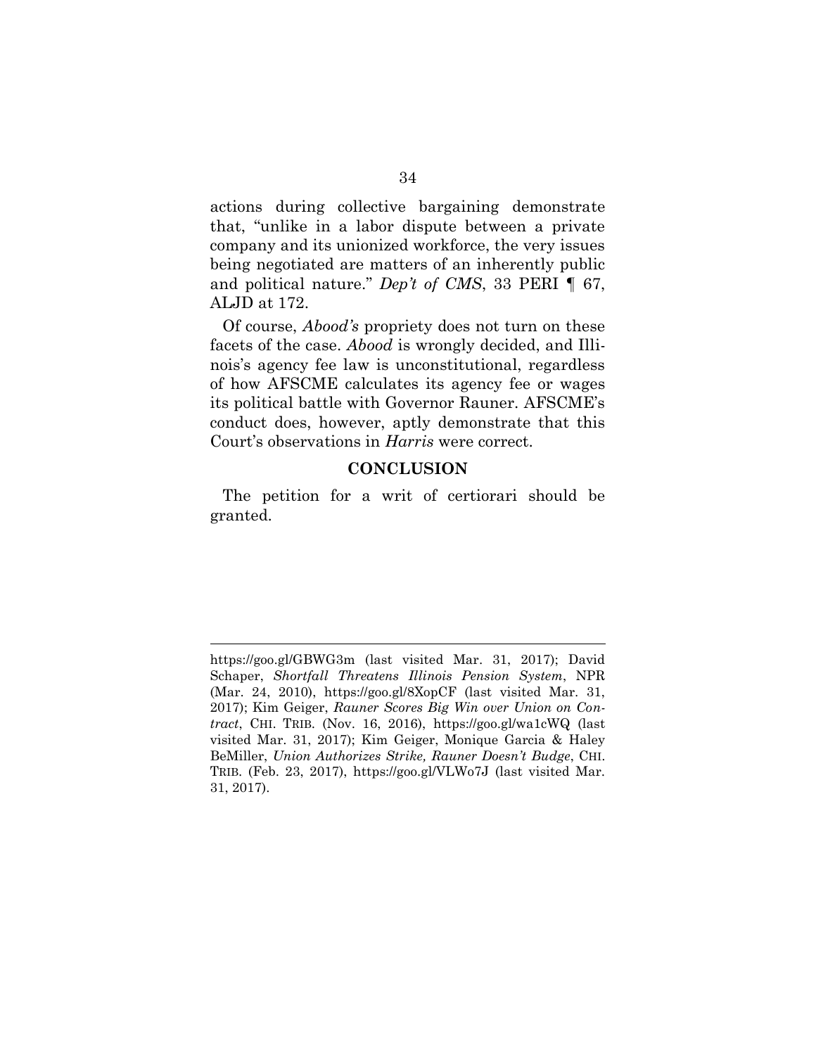actions during collective bargaining demonstrate that, "unlike in a labor dispute between a private company and its unionized workforce, the very issues being negotiated are matters of an inherently public and political nature." *Dep't of CMS*, 33 PERI ¶ 67, ALJD at 172.

Of course, *Abood's* propriety does not turn on these facets of the case. *Abood* is wrongly decided, and Illinois's agency fee law is unconstitutional, regardless of how AFSCME calculates its agency fee or wages its political battle with Governor Rauner. AFSCME's conduct does, however, aptly demonstrate that this Court's observations in *Harris* were correct.

## CONCLUSION

The petition for a writ of certiorari should be granted.

---

https://goo.gl/GBWG3m (last visited Mar. 31, 2017); David Schaper, *Shortfall Threatens Illinois Pension System*, NPR (Mar. 24, 2010), https://goo.gl/8XopCF (last visited Mar. 31, 2017); Kim Geiger, *Rauner Scores Big Win over Union on Contract*, CHI. TRIB. (Nov. 16, 2016), https://goo.gl/wa1cWQ (last visited Mar. 31, 2017); Kim Geiger, Monique Garcia & Haley BeMiller, *Union Authorizes Strike, Rauner Doesn't Budge*, CHI. TRIB. (Feb. 23, 2017), https://goo.gl/VLWo7J (last visited Mar. 31, 2017).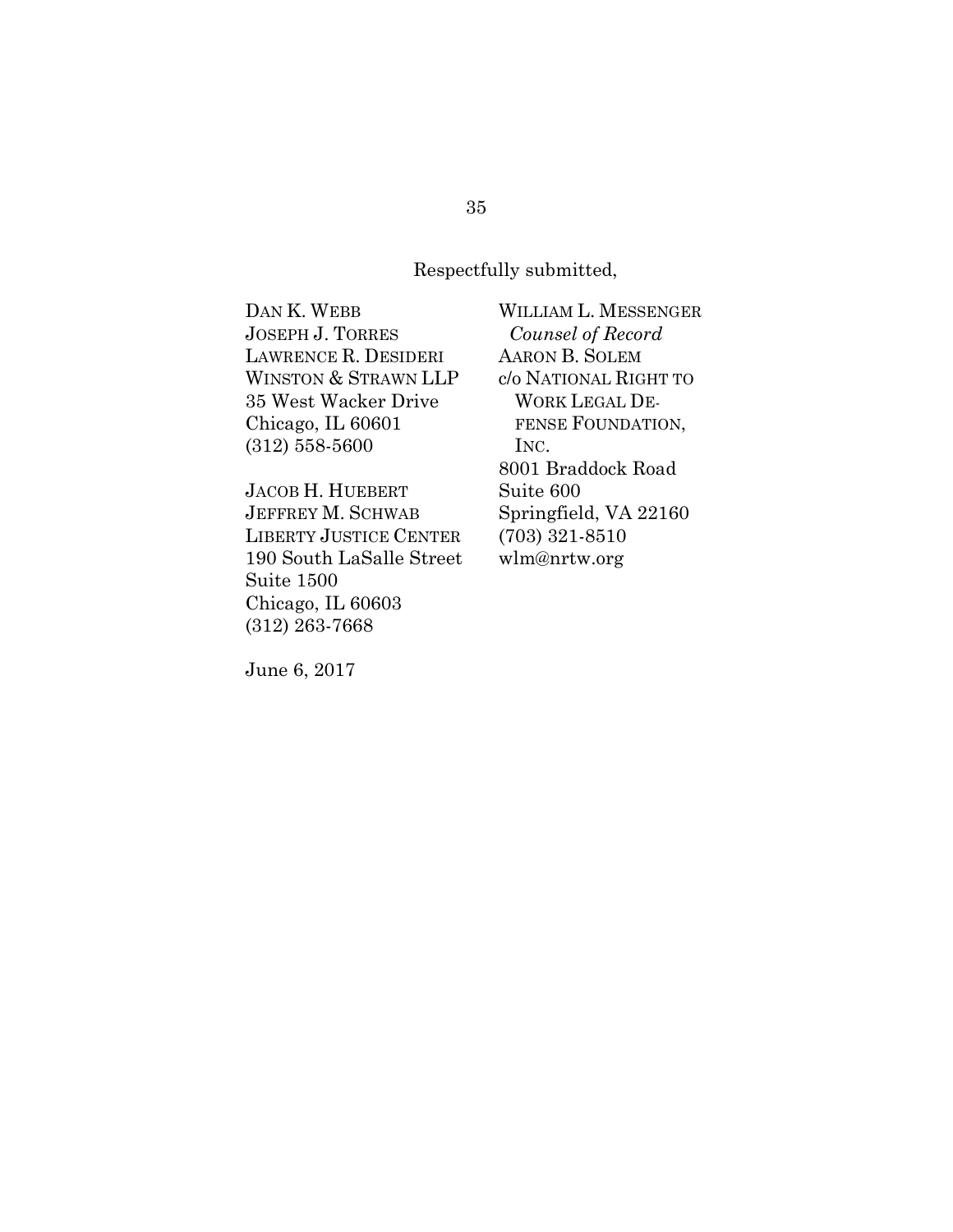Respectfully submitted,

DAN K. WEBB
JOSEPH J. TORRES
LAWRENCE R. DESIDERI
WINSTON & STRAWN LLP
35 West Wacker Drive
Chicago, IL 60601
(312) 558-5600

JACOB H. HUEBERT
JEFFREY M. SCHWAB
LIBERTY JUSTICE CENTER
190 South LaSalle Street
Suite 1500
Chicago, IL 60603
(312) 263-7668

WILLIAM L. MESSENGER
*Counsel of Record*
AARON B. SOLEM
c/o NATIONAL RIGHT TO WORK LEGAL DEFENSE FOUNDATION, INC.
8001 Braddock Road
Suite 600
Springfield, VA 22160
(703) 321-8510
wlm@nrtw.org

June 6, 2017